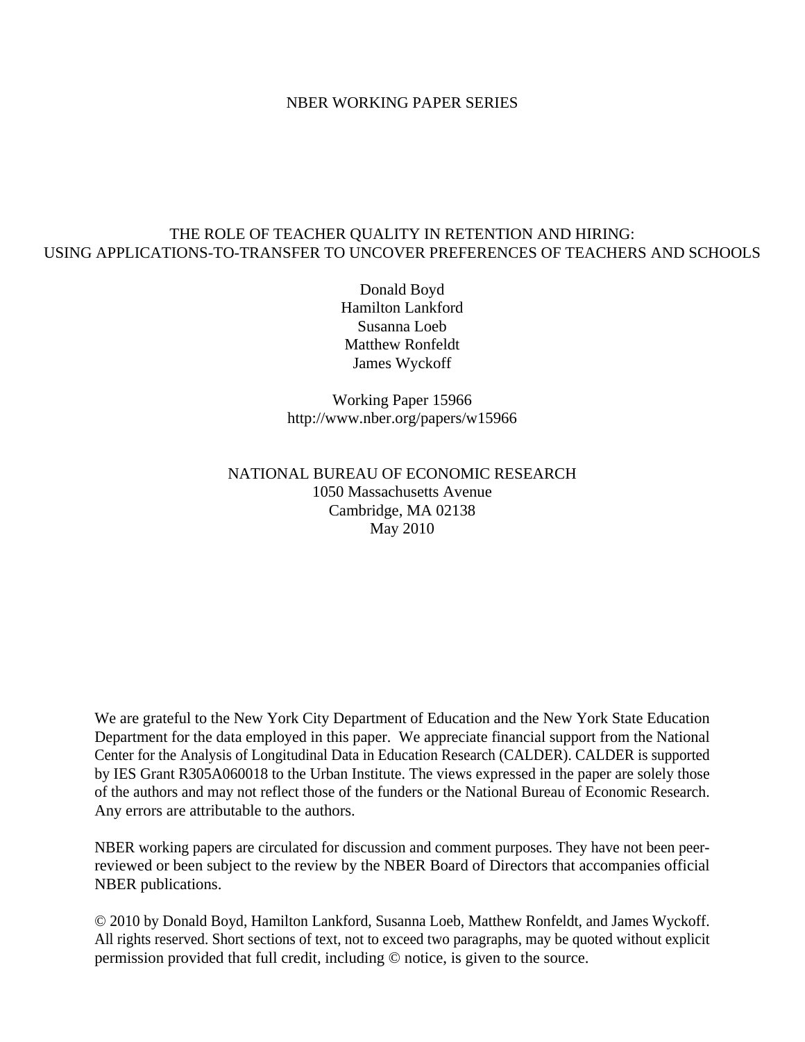NBER WORKING PAPER SERIES

# THE ROLE OF TEACHER QUALITY IN RETENTION AND HIRING: USING APPLICATIONS-TO-TRANSFER TO UNCOVER PREFERENCES OF TEACHERS AND SCHOOLS

Donald Boyd
Hamilton Lankford
Susanna Loeb
Matthew Ronfeldt
James Wyckoff

Working Paper 15966
http://www.nber.org/papers/w15966

NATIONAL BUREAU OF ECONOMIC RESEARCH
1050 Massachusetts Avenue
Cambridge, MA 02138
May 2010

We are grateful to the New York City Department of Education and the New York State Education Department for the data employed in this paper. We appreciate financial support from the National Center for the Analysis of Longitudinal Data in Education Research (CALDER). CALDER is supported by IES Grant R305A060018 to the Urban Institute. The views expressed in the paper are solely those of the authors and may not reflect those of the funders or the National Bureau of Economic Research. Any errors are attributable to the authors.

NBER working papers are circulated for discussion and comment purposes. They have not been peer-reviewed or been subject to the review by the NBER Board of Directors that accompanies official NBER publications.

© 2010 by Donald Boyd, Hamilton Lankford, Susanna Loeb, Matthew Ronfeldt, and James Wyckoff. All rights reserved. Short sections of text, not to exceed two paragraphs, may be quoted without explicit permission provided that full credit, including © notice, is given to the source.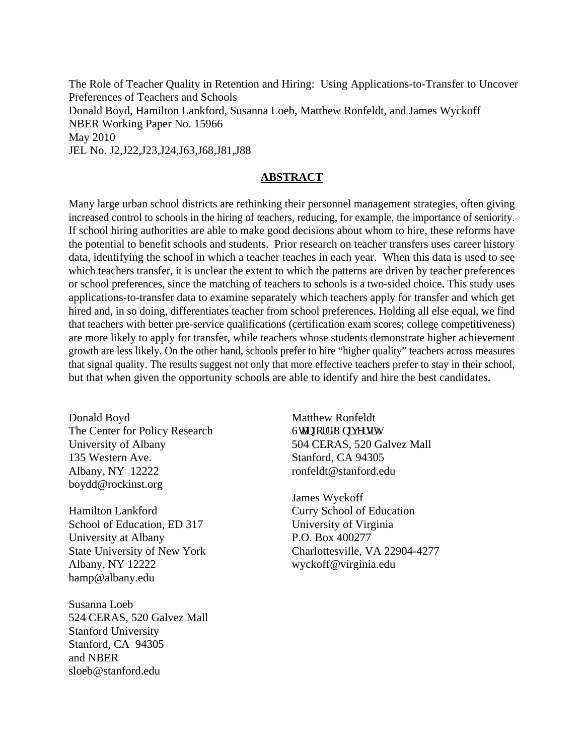The Role of Teacher Quality in Retention and Hiring: Using Applications-to-Transfer to Uncover Preferences of Teachers and Schools
Donald Boyd, Hamilton Lankford, Susanna Loeb, Matthew Ronfeldt, and James Wyckoff
NBER Working Paper No. 15966
May 2010
JEL No. J2,J22,J23,J24,J63,J68,J81,J88

## ABSTRACT

Many large urban school districts are rethinking their personnel management strategies, often giving increased control to schools in the hiring of teachers, reducing, for example, the importance of seniority. If school hiring authorities are able to make good decisions about whom to hire, these reforms have the potential to benefit schools and students. Prior research on teacher transfers uses career history data, identifying the school in which a teacher teaches in each year. When this data is used to see which teachers transfer, it is unclear the extent to which the patterns are driven by teacher preferences or school preferences, since the matching of teachers to schools is a two-sided choice. This study uses applications-to-transfer data to examine separately which teachers apply for transfer and which get hired and, in so doing, differentiates teacher from school preferences. Holding all else equal, we find that teachers with better pre-service qualifications (certification exam scores; college competitiveness) are more likely to apply for transfer, while teachers whose students demonstrate higher achievement growth are less likely. On the other hand, schools prefer to hire "higher quality" teachers across measures that signal quality. The results suggest not only that more effective teachers prefer to stay in their school, but that when given the opportunity schools are able to identify and hire the best candidates.

Donald Boyd
The Center for Policy Research
University of Albany
135 Western Ave.
Albany, NY 12222
boydd@rockinst.org

Hamilton Lankford
School of Education, ED 317
University at Albany
State University of New York
Albany, NY 12222
hamp@albany.edu

Susanna Loeb
524 CERAS, 520 Galvez Mall
Stanford University
Stanford, CA 94305
and NBER
sloeb@stanford.edu

Matthew Ronfeldt
Stanford University
504 CERAS, 520 Galvez Mall
Stanford, CA 94305
ronfeldt@stanford.edu

James Wyckoff
Curry School of Education
University of Virginia
P.O. Box 400277
Charlottesville, VA 22904-4277
wyckoff@virginia.edu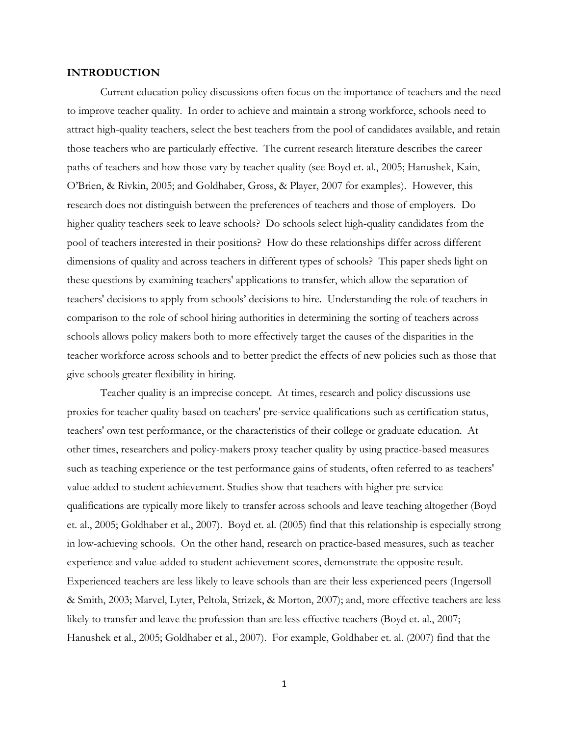## INTRODUCTION

Current education policy discussions often focus on the importance of teachers and the need to improve teacher quality. In order to achieve and maintain a strong workforce, schools need to attract high-quality teachers, select the best teachers from the pool of candidates available, and retain those teachers who are particularly effective. The current research literature describes the career paths of teachers and how those vary by teacher quality (see Boyd et. al., 2005; Hanushek, Kain, O'Brien, & Rivkin, 2005; and Goldhaber, Gross, & Player, 2007 for examples). However, this research does not distinguish between the preferences of teachers and those of employers. Do higher quality teachers seek to leave schools? Do schools select high-quality candidates from the pool of teachers interested in their positions? How do these relationships differ across different dimensions of quality and across teachers in different types of schools? This paper sheds light on these questions by examining teachers' applications to transfer, which allow the separation of teachers' decisions to apply from schools' decisions to hire. Understanding the role of teachers in comparison to the role of school hiring authorities in determining the sorting of teachers across schools allows policy makers both to more effectively target the causes of the disparities in the teacher workforce across schools and to better predict the effects of new policies such as those that give schools greater flexibility in hiring.

Teacher quality is an imprecise concept. At times, research and policy discussions use proxies for teacher quality based on teachers' pre-service qualifications such as certification status, teachers' own test performance, or the characteristics of their college or graduate education. At other times, researchers and policy-makers proxy teacher quality by using practice-based measures such as teaching experience or the test performance gains of students, often referred to as teachers' value-added to student achievement. Studies show that teachers with higher pre-service qualifications are typically more likely to transfer across schools and leave teaching altogether (Boyd et. al., 2005; Goldhaber et al., 2007). Boyd et. al. (2005) find that this relationship is especially strong in low-achieving schools. On the other hand, research on practice-based measures, such as teacher experience and value-added to student achievement scores, demonstrate the opposite result. Experienced teachers are less likely to leave schools than are their less experienced peers (Ingersoll & Smith, 2003; Marvel, Lyter, Peltola, Strizek, & Morton, 2007); and, more effective teachers are less likely to transfer and leave the profession than are less effective teachers (Boyd et. al., 2007; Hanushek et al., 2005; Goldhaber et al., 2007). For example, Goldhaber et. al. (2007) find that the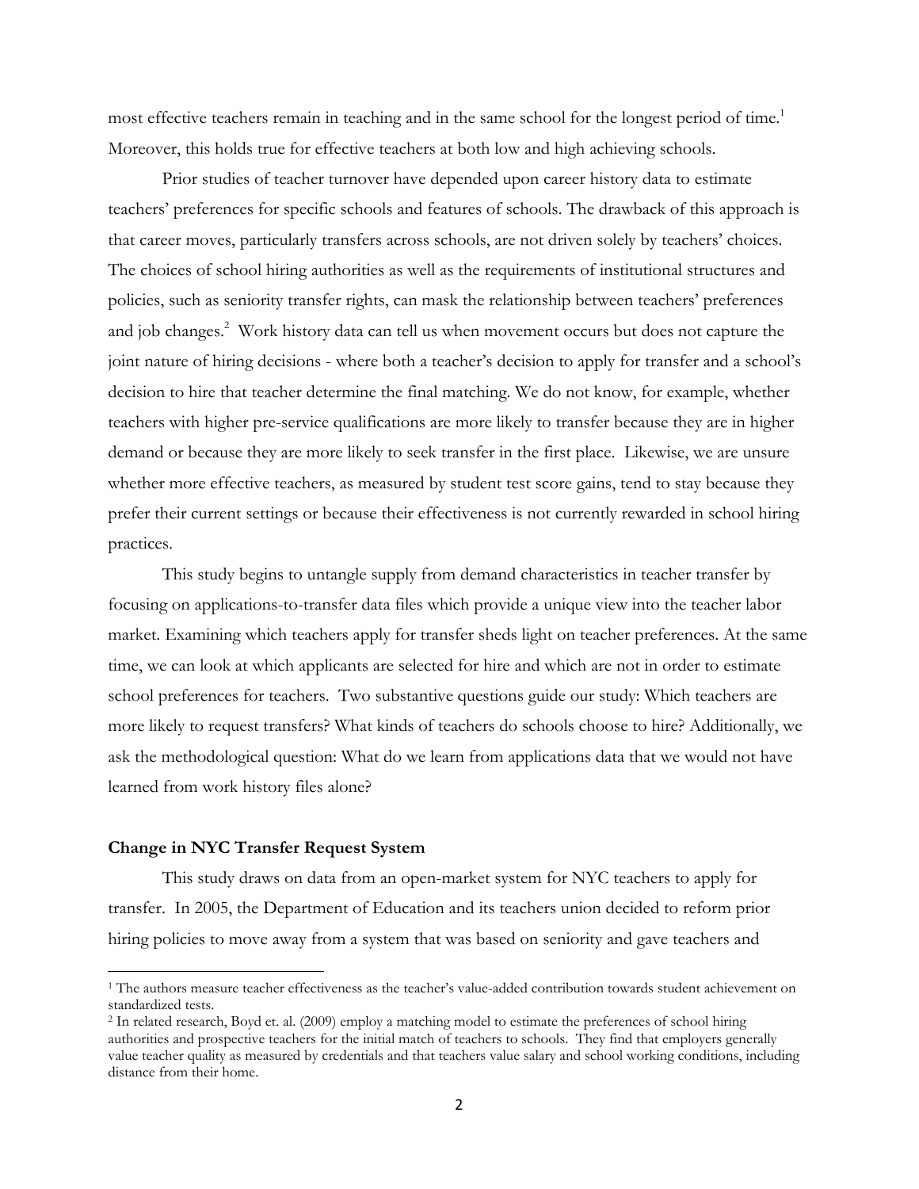most effective teachers remain in teaching and in the same school for the longest period of time.[1] Moreover, this holds true for effective teachers at both low and high achieving schools.

Prior studies of teacher turnover have depended upon career history data to estimate teachers' preferences for specific schools and features of schools. The drawback of this approach is that career moves, particularly transfers across schools, are not driven solely by teachers' choices. The choices of school hiring authorities as well as the requirements of institutional structures and policies, such as seniority transfer rights, can mask the relationship between teachers' preferences and job changes.[2] Work history data can tell us when movement occurs but does not capture the joint nature of hiring decisions - where both a teacher's decision to apply for transfer and a school's decision to hire that teacher determine the final matching. We do not know, for example, whether teachers with higher pre-service qualifications are more likely to transfer because they are in higher demand or because they are more likely to seek transfer in the first place. Likewise, we are unsure whether more effective teachers, as measured by student test score gains, tend to stay because they prefer their current settings or because their effectiveness is not currently rewarded in school hiring practices.

This study begins to untangle supply from demand characteristics in teacher transfer by focusing on applications-to-transfer data files which provide a unique view into the teacher labor market. Examining which teachers apply for transfer sheds light on teacher preferences. At the same time, we can look at which applicants are selected for hire and which are not in order to estimate school preferences for teachers. Two substantive questions guide our study: Which teachers are more likely to request transfers? What kinds of teachers do schools choose to hire? Additionally, we ask the methodological question: What do we learn from applications data that we would not have learned from work history files alone?

**Change in NYC Transfer Request System**

This study draws on data from an open-market system for NYC teachers to apply for transfer. In 2005, the Department of Education and its teachers union decided to reform prior hiring policies to move away from a system that was based on seniority and gave teachers and

---

[1] The authors measure teacher effectiveness as the teacher's value-added contribution towards student achievement on standardized tests.

[2] In related research, Boyd et. al. (2009) employ a matching model to estimate the preferences of school hiring authorities and prospective teachers for the initial match of teachers to schools. They find that employers generally value teacher quality as measured by credentials and that teachers value salary and school working conditions, including distance from their home.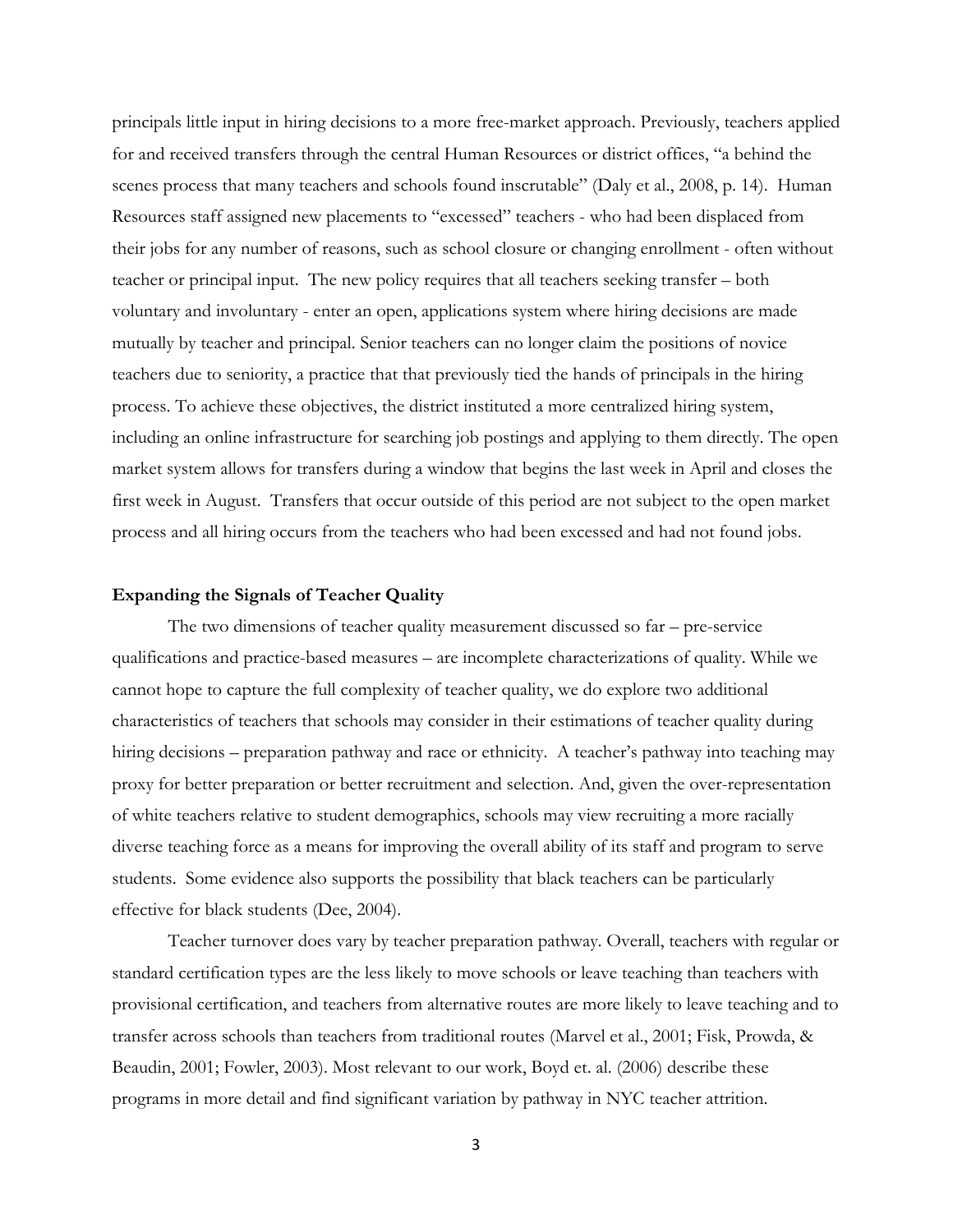principals little input in hiring decisions to a more free-market approach. Previously, teachers applied for and received transfers through the central Human Resources or district offices, "a behind the scenes process that many teachers and schools found inscrutable" (Daly et al., 2008, p. 14). Human Resources staff assigned new placements to "excessed" teachers - who had been displaced from their jobs for any number of reasons, such as school closure or changing enrollment - often without teacher or principal input. The new policy requires that all teachers seeking transfer – both voluntary and involuntary - enter an open, applications system where hiring decisions are made mutually by teacher and principal. Senior teachers can no longer claim the positions of novice teachers due to seniority, a practice that that previously tied the hands of principals in the hiring process. To achieve these objectives, the district instituted a more centralized hiring system, including an online infrastructure for searching job postings and applying to them directly. The open market system allows for transfers during a window that begins the last week in April and closes the first week in August. Transfers that occur outside of this period are not subject to the open market process and all hiring occurs from the teachers who had been excessed and had not found jobs.

### Expanding the Signals of Teacher Quality

The two dimensions of teacher quality measurement discussed so far – pre-service qualifications and practice-based measures – are incomplete characterizations of quality. While we cannot hope to capture the full complexity of teacher quality, we do explore two additional characteristics of teachers that schools may consider in their estimations of teacher quality during hiring decisions – preparation pathway and race or ethnicity. A teacher's pathway into teaching may proxy for better preparation or better recruitment and selection. And, given the over-representation of white teachers relative to student demographics, schools may view recruiting a more racially diverse teaching force as a means for improving the overall ability of its staff and program to serve students. Some evidence also supports the possibility that black teachers can be particularly effective for black students (Dee, 2004).

Teacher turnover does vary by teacher preparation pathway. Overall, teachers with regular or standard certification types are the less likely to move schools or leave teaching than teachers with provisional certification, and teachers from alternative routes are more likely to leave teaching and to transfer across schools than teachers from traditional routes (Marvel et al., 2001; Fisk, Prowda, & Beaudin, 2001; Fowler, 2003). Most relevant to our work, Boyd et. al. (2006) describe these programs in more detail and find significant variation by pathway in NYC teacher attrition.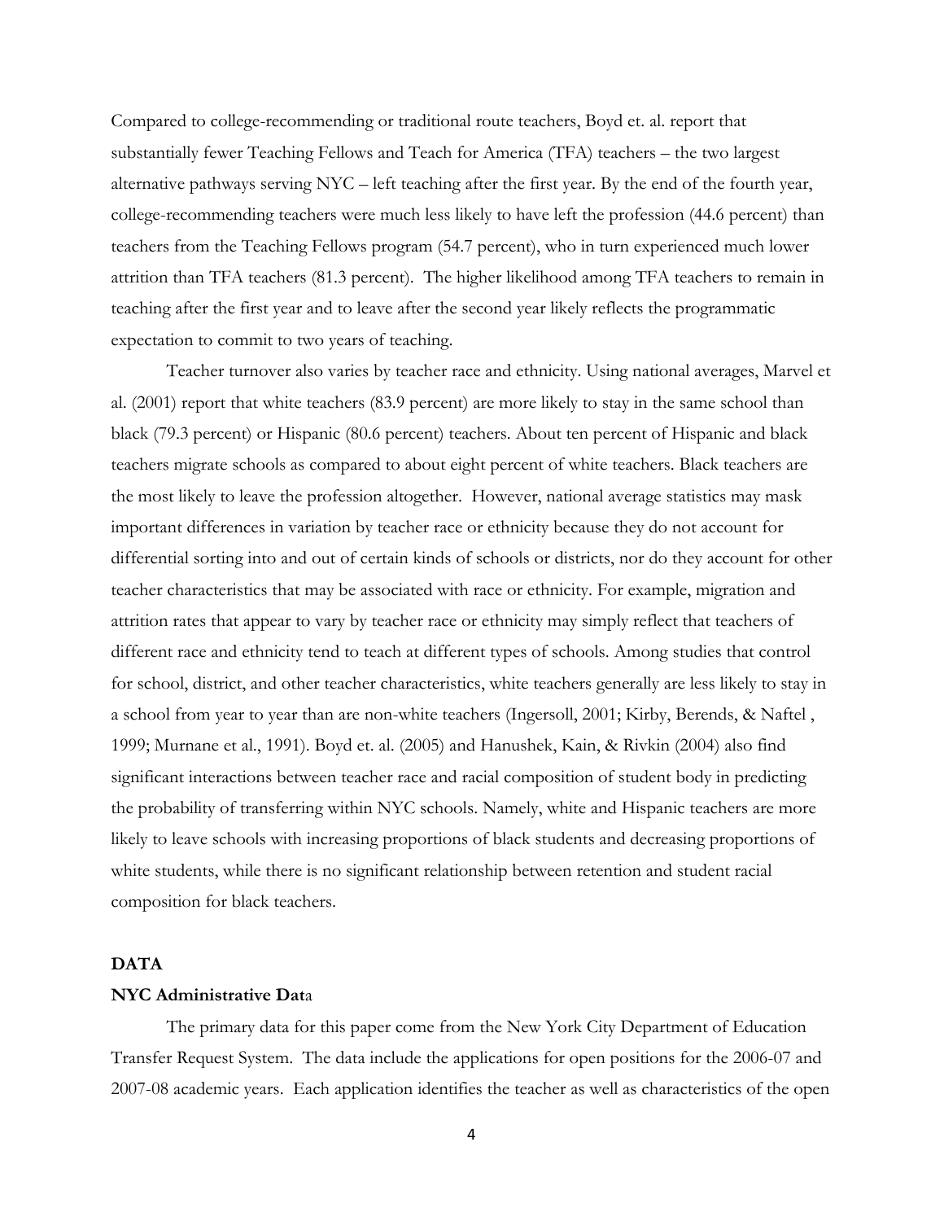Compared to college-recommending or traditional route teachers, Boyd et. al. report that substantially fewer Teaching Fellows and Teach for America (TFA) teachers – the two largest alternative pathways serving NYC – left teaching after the first year. By the end of the fourth year, college-recommending teachers were much less likely to have left the profession (44.6 percent) than teachers from the Teaching Fellows program (54.7 percent), who in turn experienced much lower attrition than TFA teachers (81.3 percent). The higher likelihood among TFA teachers to remain in teaching after the first year and to leave after the second year likely reflects the programmatic expectation to commit to two years of teaching.

Teacher turnover also varies by teacher race and ethnicity. Using national averages, Marvel et al. (2001) report that white teachers (83.9 percent) are more likely to stay in the same school than black (79.3 percent) or Hispanic (80.6 percent) teachers. About ten percent of Hispanic and black teachers migrate schools as compared to about eight percent of white teachers. Black teachers are the most likely to leave the profession altogether. However, national average statistics may mask important differences in variation by teacher race or ethnicity because they do not account for differential sorting into and out of certain kinds of schools or districts, nor do they account for other teacher characteristics that may be associated with race or ethnicity. For example, migration and attrition rates that appear to vary by teacher race or ethnicity may simply reflect that teachers of different race and ethnicity tend to teach at different types of schools. Among studies that control for school, district, and other teacher characteristics, white teachers generally are less likely to stay in a school from year to year than are non-white teachers (Ingersoll, 2001; Kirby, Berends, & Naftel , 1999; Murnane et al., 1991). Boyd et. al. (2005) and Hanushek, Kain, & Rivkin (2004) also find significant interactions between teacher race and racial composition of student body in predicting the probability of transferring within NYC schools. Namely, white and Hispanic teachers are more likely to leave schools with increasing proportions of black students and decreasing proportions of white students, while there is no significant relationship between retention and student racial composition for black teachers.

## DATA

### NYC Administrative Data

The primary data for this paper come from the New York City Department of Education Transfer Request System. The data include the applications for open positions for the 2006-07 and 2007-08 academic years. Each application identifies the teacher as well as characteristics of the open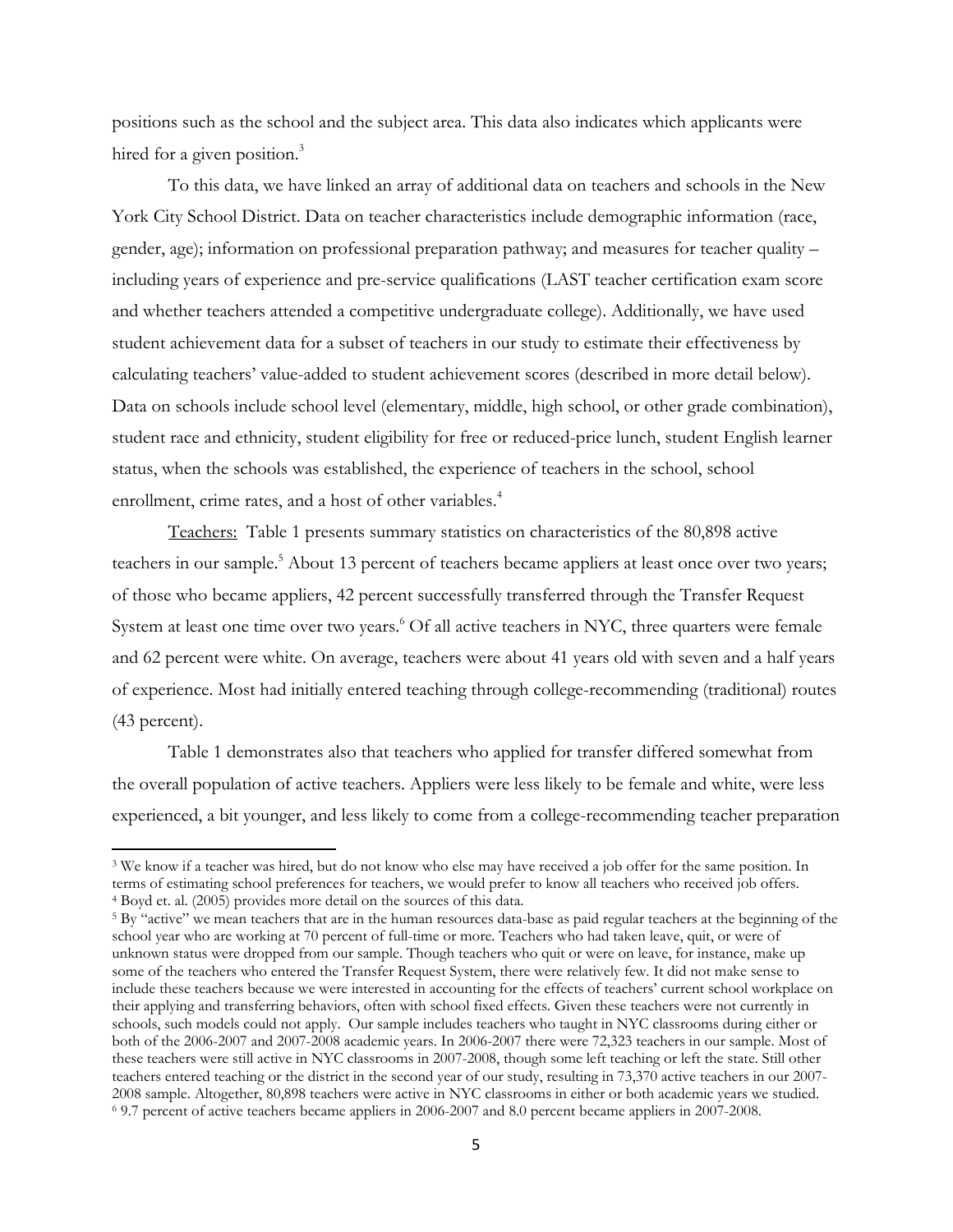positions such as the school and the subject area. This data also indicates which applicants were hired for a given position.[3]

To this data, we have linked an array of additional data on teachers and schools in the New York City School District. Data on teacher characteristics include demographic information (race, gender, age); information on professional preparation pathway; and measures for teacher quality – including years of experience and pre-service qualifications (LAST teacher certification exam score and whether teachers attended a competitive undergraduate college). Additionally, we have used student achievement data for a subset of teachers in our study to estimate their effectiveness by calculating teachers' value-added to student achievement scores (described in more detail below). Data on schools include school level (elementary, middle, high school, or other grade combination), student race and ethnicity, student eligibility for free or reduced-price lunch, student English learner status, when the schools was established, the experience of teachers in the school, school enrollment, crime rates, and a host of other variables.[4]

<u>Teachers:</u> Table 1 presents summary statistics on characteristics of the 80,898 active teachers in our sample.[5] About 13 percent of teachers became appliers at least once over two years; of those who became appliers, 42 percent successfully transferred through the Transfer Request System at least one time over two years.[6] Of all active teachers in NYC, three quarters were female and 62 percent were white. On average, teachers were about 41 years old with seven and a half years of experience. Most had initially entered teaching through college-recommending (traditional) routes (43 percent).

Table 1 demonstrates also that teachers who applied for transfer differed somewhat from the overall population of active teachers. Appliers were less likely to be female and white, were less experienced, a bit younger, and less likely to come from a college-recommending teacher preparation

---

[3] We know if a teacher was hired, but do not know who else may have received a job offer for the same position. In terms of estimating school preferences for teachers, we would prefer to know all teachers who received job offers.

[4] Boyd et. al. (2005) provides more detail on the sources of this data.

[5] By "active" we mean teachers that are in the human resources data-base as paid regular teachers at the beginning of the school year who are working at 70 percent of full-time or more. Teachers who had taken leave, quit, or were of unknown status were dropped from our sample. Though teachers who quit or were on leave, for instance, make up some of the teachers who entered the Transfer Request System, there were relatively few. It did not make sense to include these teachers because we were interested in accounting for the effects of teachers' current school workplace on their applying and transferring behaviors, often with school fixed effects. Given these teachers were not currently in schools, such models could not apply. Our sample includes teachers who taught in NYC classrooms during either or both of the 2006-2007 and 2007-2008 academic years. In 2006-2007 there were 72,323 teachers in our sample. Most of these teachers were still active in NYC classrooms in 2007-2008, though some left teaching or left the state. Still other teachers entered teaching or the district in the second year of our study, resulting in 73,370 active teachers in our 2007-2008 sample. Altogether, 80,898 teachers were active in NYC classrooms in either or both academic years we studied.

[6] 9.7 percent of active teachers became appliers in 2006-2007 and 8.0 percent became appliers in 2007-2008.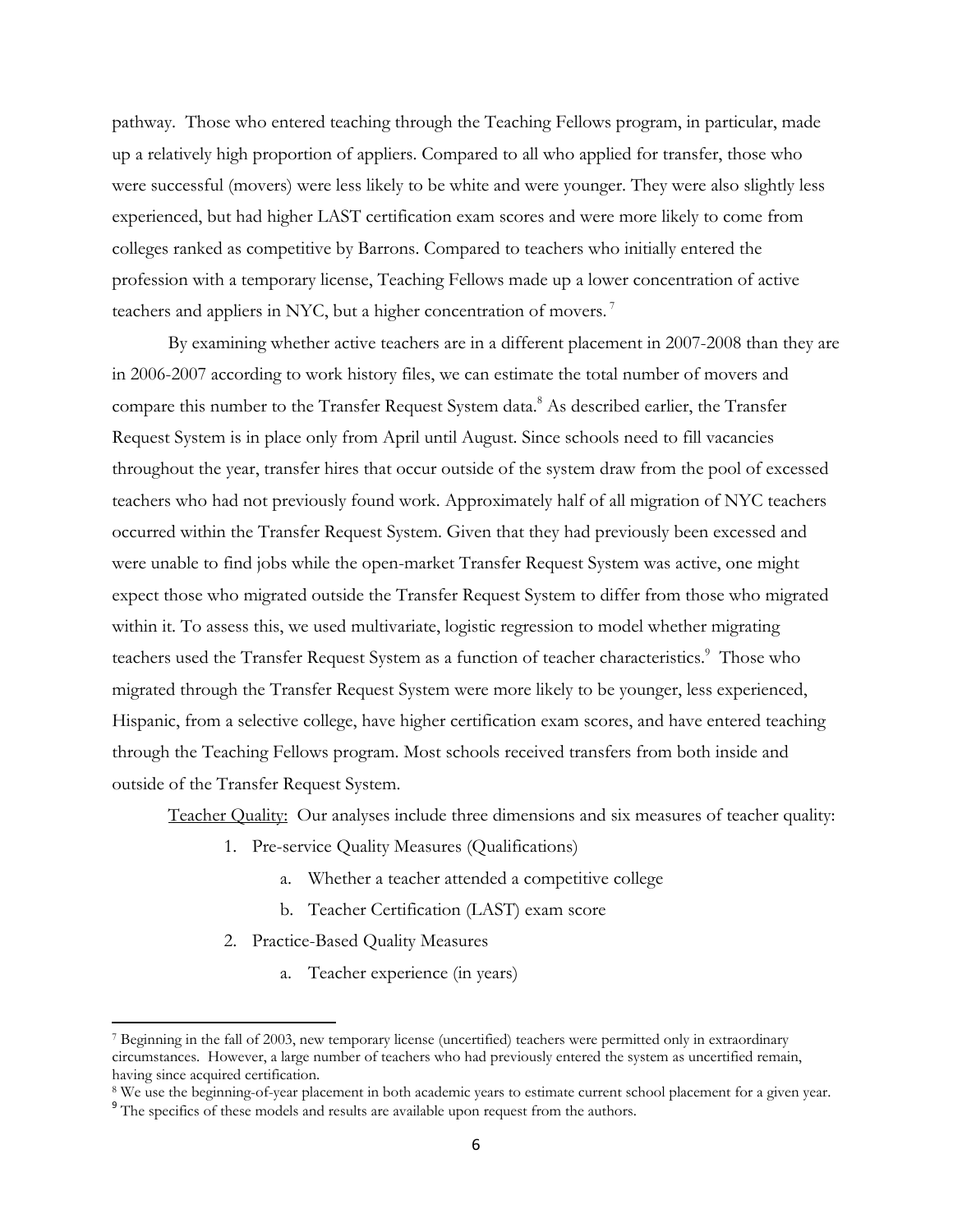pathway. Those who entered teaching through the Teaching Fellows program, in particular, made up a relatively high proportion of appliers. Compared to all who applied for transfer, those who were successful (movers) were less likely to be white and were younger. They were also slightly less experienced, but had higher LAST certification exam scores and were more likely to come from colleges ranked as competitive by Barrons. Compared to teachers who initially entered the profession with a temporary license, Teaching Fellows made up a lower concentration of active teachers and appliers in NYC, but a higher concentration of movers.[7]

By examining whether active teachers are in a different placement in 2007-2008 than they are in 2006-2007 according to work history files, we can estimate the total number of movers and compare this number to the Transfer Request System data.[8] As described earlier, the Transfer Request System is in place only from April until August. Since schools need to fill vacancies throughout the year, transfer hires that occur outside of the system draw from the pool of excessed teachers who had not previously found work. Approximately half of all migration of NYC teachers occurred within the Transfer Request System. Given that they had previously been excessed and were unable to find jobs while the open-market Transfer Request System was active, one might expect those who migrated outside the Transfer Request System to differ from those who migrated within it. To assess this, we used multivariate, logistic regression to model whether migrating teachers used the Transfer Request System as a function of teacher characteristics.[9] Those who migrated through the Transfer Request System were more likely to be younger, less experienced, Hispanic, from a selective college, have higher certification exam scores, and have entered teaching through the Teaching Fellows program. Most schools received transfers from both inside and outside of the Transfer Request System.

Teacher Quality: Our analyses include three dimensions and six measures of teacher quality:

1. Pre-service Quality Measures (Qualifications)
    a. Whether a teacher attended a competitive college
    b. Teacher Certification (LAST) exam score
2. Practice-Based Quality Measures
    a. Teacher experience (in years)

---

[7] Beginning in the fall of 2003, new temporary license (uncertified) teachers were permitted only in extraordinary circumstances. However, a large number of teachers who had previously entered the system as uncertified remain, having since acquired certification.

[8] We use the beginning-of-year placement in both academic years to estimate current school placement for a given year.

[9] The specifics of these models and results are available upon request from the authors.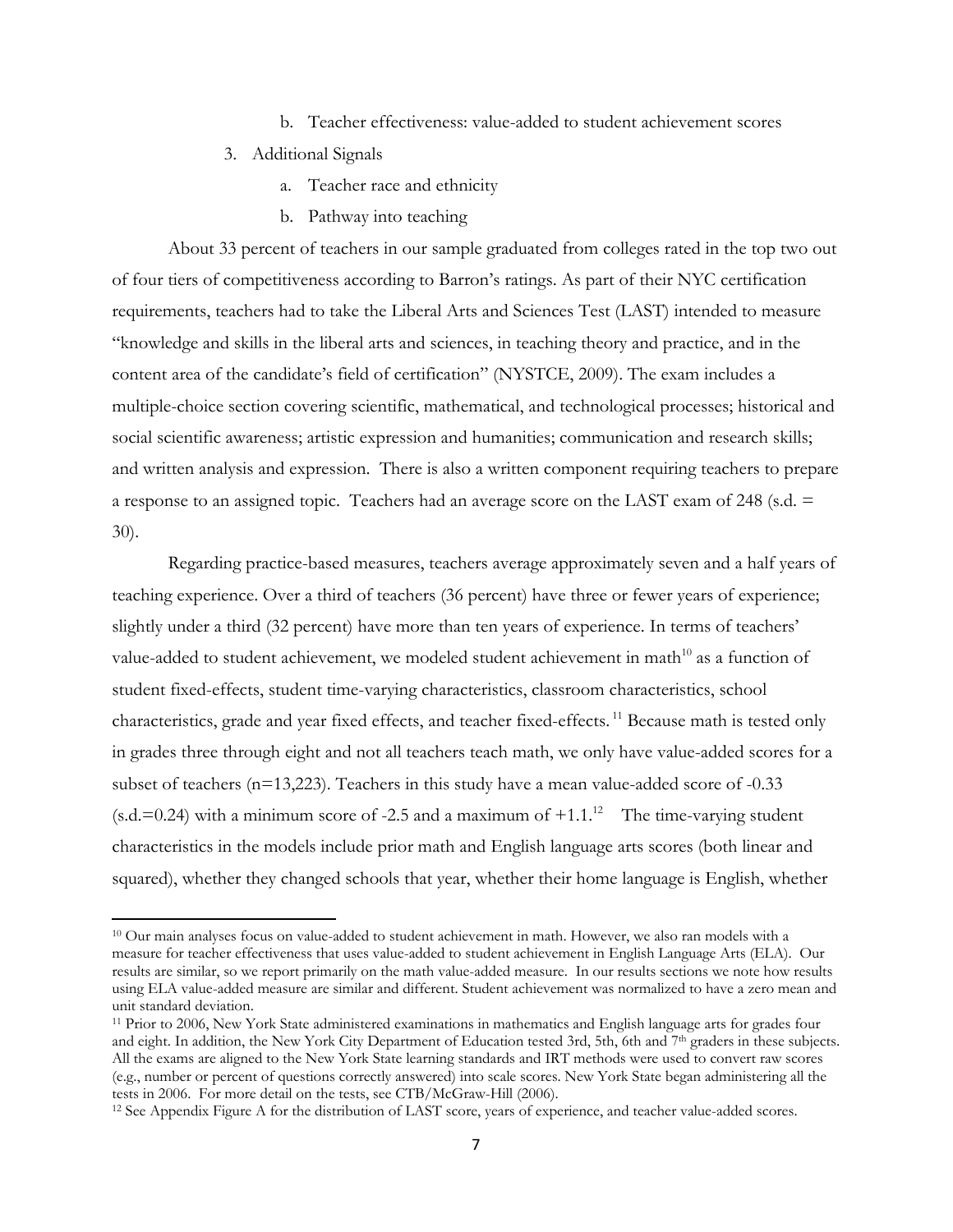b. Teacher effectiveness: value-added to student achievement scores

3. Additional Signals
   a. Teacher race and ethnicity
   b. Pathway into teaching

About 33 percent of teachers in our sample graduated from colleges rated in the top two out of four tiers of competitiveness according to Barron's ratings. As part of their NYC certification requirements, teachers had to take the Liberal Arts and Sciences Test (LAST) intended to measure "knowledge and skills in the liberal arts and sciences, in teaching theory and practice, and in the content area of the candidate's field of certification" (NYSTCE, 2009). The exam includes a multiple-choice section covering scientific, mathematical, and technological processes; historical and social scientific awareness; artistic expression and humanities; communication and research skills; and written analysis and expression. There is also a written component requiring teachers to prepare a response to an assigned topic. Teachers had an average score on the LAST exam of 248 (s.d. = 30).

Regarding practice-based measures, teachers average approximately seven and a half years of teaching experience. Over a third of teachers (36 percent) have three or fewer years of experience; slightly under a third (32 percent) have more than ten years of experience. In terms of teachers' value-added to student achievement, we modeled student achievement in math[10] as a function of student fixed-effects, student time-varying characteristics, classroom characteristics, school characteristics, grade and year fixed effects, and teacher fixed-effects.[11] Because math is tested only in grades three through eight and not all teachers teach math, we only have value-added scores for a subset of teachers (n=13,223). Teachers in this study have a mean value-added score of -0.33 (s.d.=0.24) with a minimum score of -2.5 and a maximum of +1.1.[12] The time-varying student characteristics in the models include prior math and English language arts scores (both linear and squared), whether they changed schools that year, whether their home language is English, whether

---

[10] Our main analyses focus on value-added to student achievement in math. However, we also ran models with a measure for teacher effectiveness that uses value-added to student achievement in English Language Arts (ELA). Our results are similar, so we report primarily on the math value-added measure. In our results sections we note how results using ELA value-added measure are similar and different. Student achievement was normalized to have a zero mean and unit standard deviation.

[11] Prior to 2006, New York State administered examinations in mathematics and English language arts for grades four and eight. In addition, the New York City Department of Education tested 3rd, 5th, 6th and 7th graders in these subjects. All the exams are aligned to the New York State learning standards and IRT methods were used to convert raw scores (e.g., number or percent of questions correctly answered) into scale scores. New York State began administering all the tests in 2006. For more detail on the tests, see CTB/McGraw-Hill (2006).

[12] See Appendix Figure A for the distribution of LAST score, years of experience, and teacher value-added scores.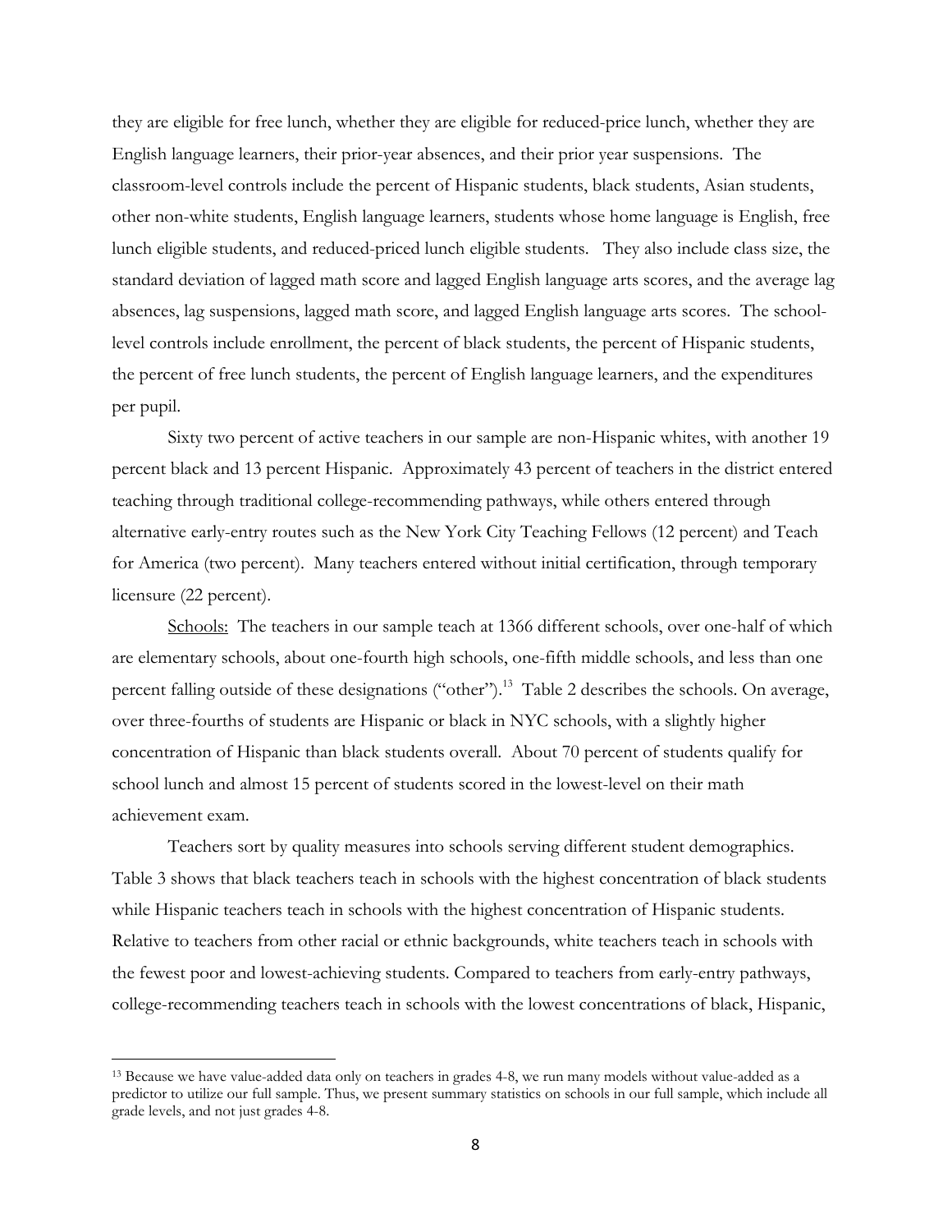they are eligible for free lunch, whether they are eligible for reduced-price lunch, whether they are English language learners, their prior-year absences, and their prior year suspensions. The classroom-level controls include the percent of Hispanic students, black students, Asian students, other non-white students, English language learners, students whose home language is English, free lunch eligible students, and reduced-priced lunch eligible students. They also include class size, the standard deviation of lagged math score and lagged English language arts scores, and the average lag absences, lag suspensions, lagged math score, and lagged English language arts scores. The school-level controls include enrollment, the percent of black students, the percent of Hispanic students, the percent of free lunch students, the percent of English language learners, and the expenditures per pupil.

Sixty two percent of active teachers in our sample are non-Hispanic whites, with another 19 percent black and 13 percent Hispanic. Approximately 43 percent of teachers in the district entered teaching through traditional college-recommending pathways, while others entered through alternative early-entry routes such as the New York City Teaching Fellows (12 percent) and Teach for America (two percent). Many teachers entered without initial certification, through temporary licensure (22 percent).

Schools: The teachers in our sample teach at 1366 different schools, over one-half of which are elementary schools, about one-fourth high schools, one-fifth middle schools, and less than one percent falling outside of these designations ("other").[13] Table 2 describes the schools. On average, over three-fourths of students are Hispanic or black in NYC schools, with a slightly higher concentration of Hispanic than black students overall. About 70 percent of students qualify for school lunch and almost 15 percent of students scored in the lowest-level on their math achievement exam.

Teachers sort by quality measures into schools serving different student demographics. Table 3 shows that black teachers teach in schools with the highest concentration of black students while Hispanic teachers teach in schools with the highest concentration of Hispanic students. Relative to teachers from other racial or ethnic backgrounds, white teachers teach in schools with the fewest poor and lowest-achieving students. Compared to teachers from early-entry pathways, college-recommending teachers teach in schools with the lowest concentrations of black, Hispanic,

[13] Because we have value-added data only on teachers in grades 4-8, we run many models without value-added as a predictor to utilize our full sample. Thus, we present summary statistics on schools in our full sample, which include all grade levels, and not just grades 4-8.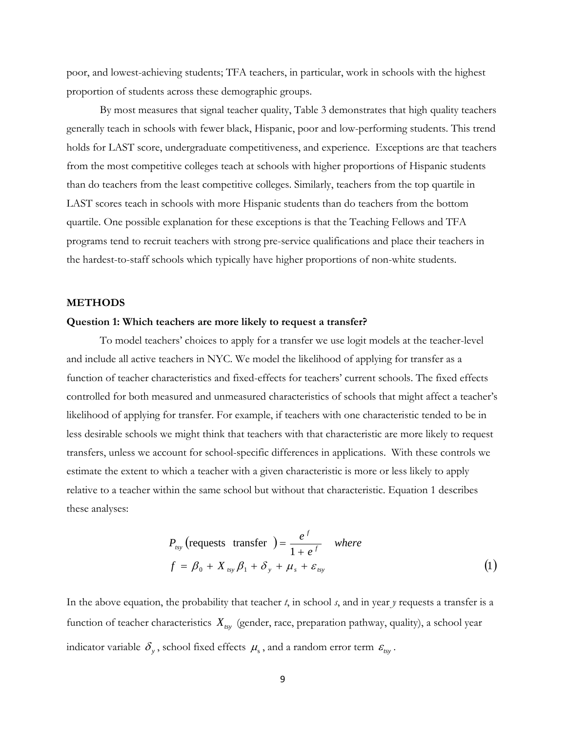poor, and lowest-achieving students; TFA teachers, in particular, work in schools with the highest proportion of students across these demographic groups.

By most measures that signal teacher quality, Table 3 demonstrates that high quality teachers generally teach in schools with fewer black, Hispanic, poor and low-performing students. This trend holds for LAST score, undergraduate competitiveness, and experience. Exceptions are that teachers from the most competitive colleges teach at schools with higher proportions of Hispanic students than do teachers from the least competitive colleges. Similarly, teachers from the top quartile in LAST scores teach in schools with more Hispanic students than do teachers from the bottom quartile. One possible explanation for these exceptions is that the Teaching Fellows and TFA programs tend to recruit teachers with strong pre-service qualifications and place their teachers in the hardest-to-staff schools which typically have higher proportions of non-white students.

## METHODS

### Question 1: Which teachers are more likely to request a transfer?

To model teachers' choices to apply for a transfer we use logit models at the teacher-level and include all active teachers in NYC. We model the likelihood of applying for transfer as a function of teacher characteristics and fixed-effects for teachers' current schools. The fixed effects controlled for both measured and unmeasured characteristics of schools that might affect a teacher's likelihood of applying for transfer. For example, if teachers with one characteristic tended to be in less desirable schools we might think that teachers with that characteristic are more likely to request transfers, unless we account for school-specific differences in applications. With these controls we estimate the extent to which a teacher with a given characteristic is more or less likely to apply relative to a teacher within the same school but without that characteristic. Equation 1 describes these analyses:

$$P_{tsy}(\text{requests transfer}) = \frac{e^{f}}{1 + e^{f}} \quad \textit{where}$$
$$f = \beta_0 + X_{tsy}\beta_1 + \delta_y + \mu_s + \varepsilon_{tsy} \tag{1}$$

In the above equation, the probability that teacher *t*, in school *s*, and in year *y* requests a transfer is a function of teacher characteristics $X_{tsy}$ (gender, race, preparation pathway, quality), a school year indicator variable $\delta_y$, school fixed effects $\mu_s$, and a random error term $\varepsilon_{tsy}$.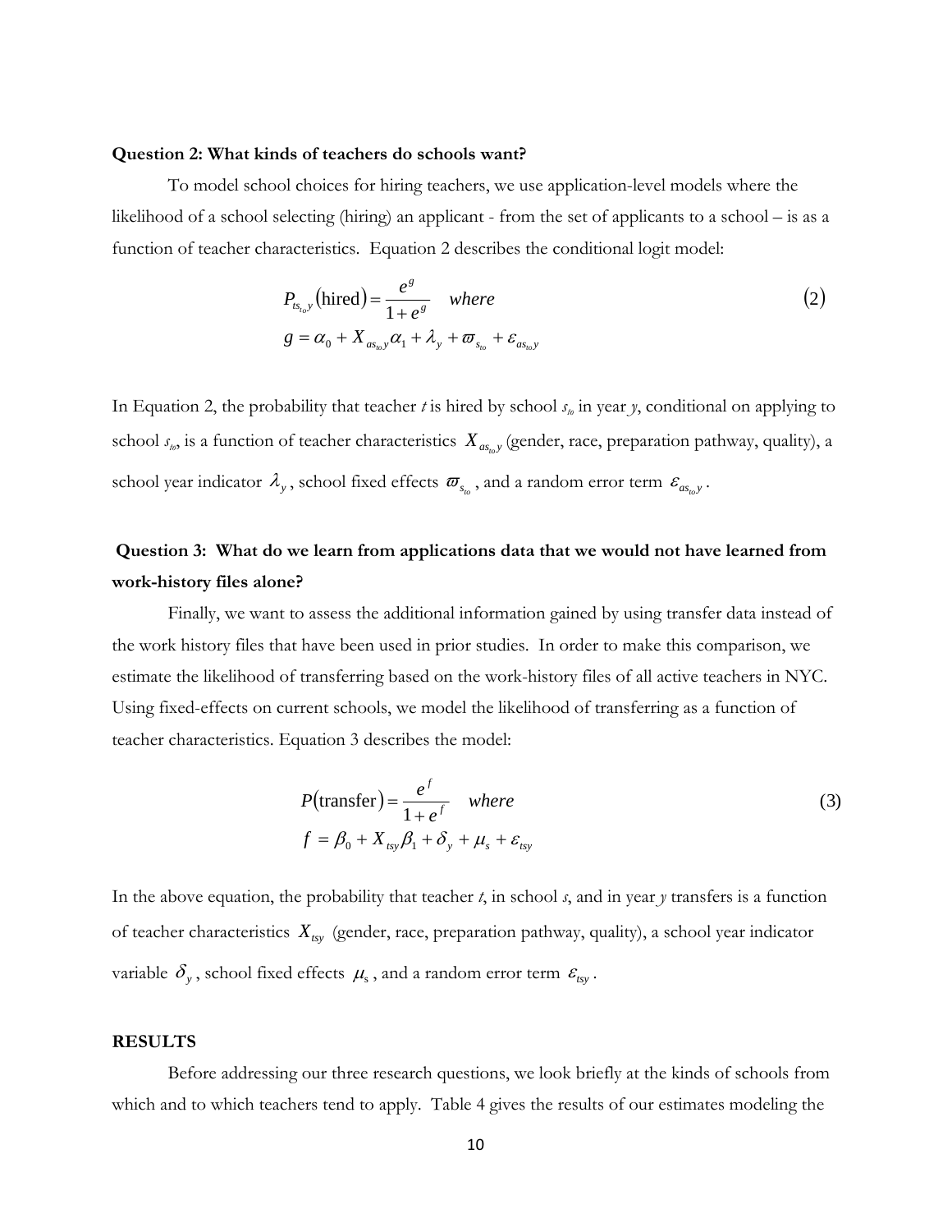**Question 2: What kinds of teachers do schools want?**

To model school choices for hiring teachers, we use application-level models where the likelihood of a school selecting (hiring) an applicant - from the set of applicants to a school – is as a function of teacher characteristics. Equation 2 describes the conditional logit model:

$$P_{ts_{to}y}(\text{hired}) = \frac{e^g}{1+e^g} \quad where \qquad (2)$$
$$g = \alpha_0 + X_{as_{to}y}\alpha_1 + \lambda_y + \varpi_{s_{to}} + \varepsilon_{as_{to}y}$$

In Equation 2, the probability that teacher *t* is hired by school $s_{to}$ in year *y*, conditional on applying to school $s_{to}$, is a function of teacher characteristics $X_{as_{to}y}$ (gender, race, preparation pathway, quality), a school year indicator $\lambda_y$, school fixed effects $\varpi_{s_{to}}$, and a random error term $\varepsilon_{as_{to}y}$.

**Question 3: What do we learn from applications data that we would not have learned from work-history files alone?**

Finally, we want to assess the additional information gained by using transfer data instead of the work history files that have been used in prior studies. In order to make this comparison, we estimate the likelihood of transferring based on the work-history files of all active teachers in NYC. Using fixed-effects on current schools, we model the likelihood of transferring as a function of teacher characteristics. Equation 3 describes the model:

$$P(\text{transfer}) = \frac{e^f}{1+e^f} \quad where \qquad (3)$$
$$f = \beta_0 + X_{tsy}\beta_1 + \delta_y + \mu_s + \varepsilon_{tsy}$$

In the above equation, the probability that teacher *t*, in school *s*, and in year *y* transfers is a function of teacher characteristics $X_{tsy}$ (gender, race, preparation pathway, quality), a school year indicator variable $\delta_y$, school fixed effects $\mu_s$, and a random error term $\varepsilon_{tsy}$.

**RESULTS**

Before addressing our three research questions, we look briefly at the kinds of schools from which and to which teachers tend to apply. Table 4 gives the results of our estimates modeling the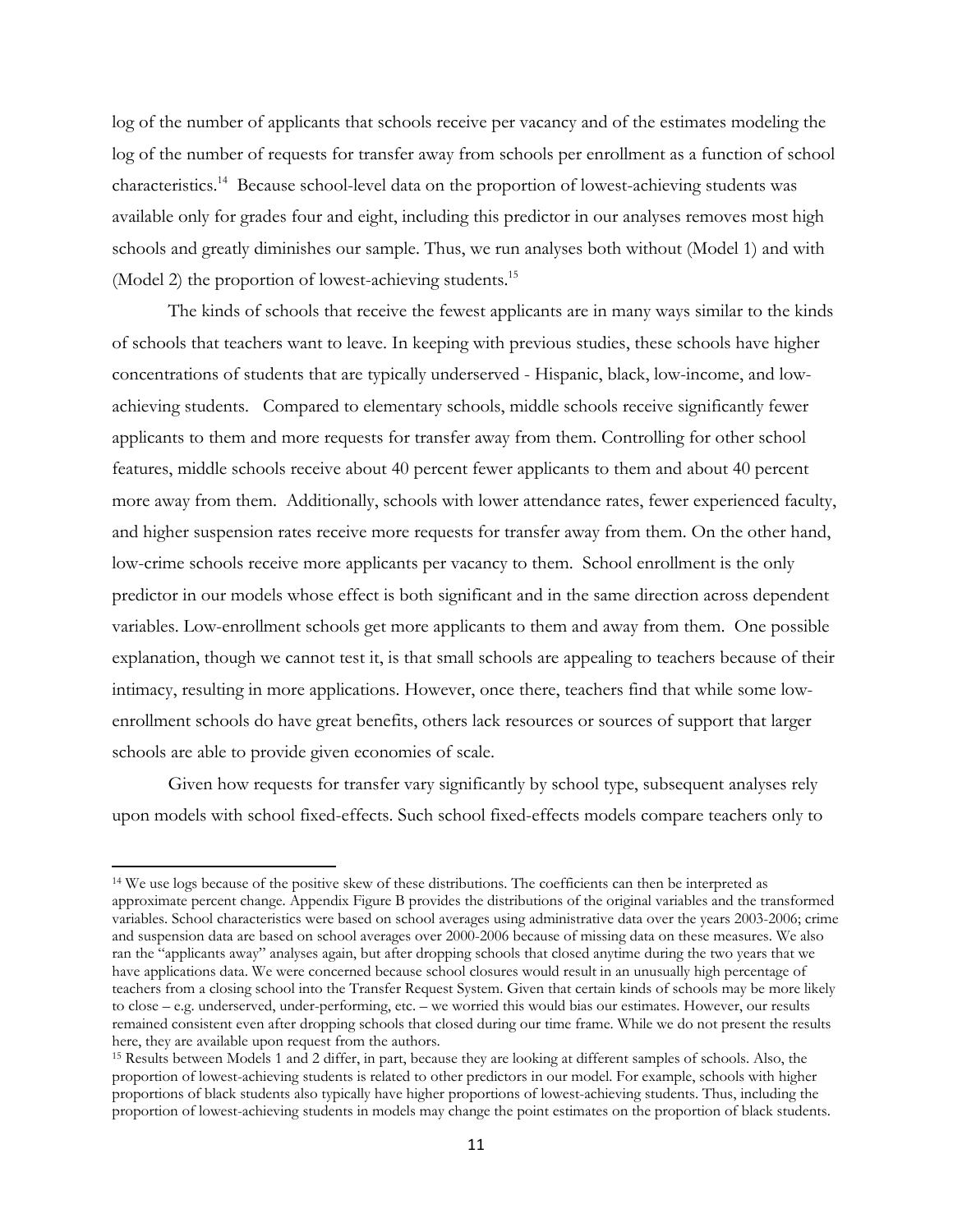log of the number of applicants that schools receive per vacancy and of the estimates modeling the log of the number of requests for transfer away from schools per enrollment as a function of school characteristics.[14] Because school-level data on the proportion of lowest-achieving students was available only for grades four and eight, including this predictor in our analyses removes most high schools and greatly diminishes our sample. Thus, we run analyses both without (Model 1) and with (Model 2) the proportion of lowest-achieving students.[15]

The kinds of schools that receive the fewest applicants are in many ways similar to the kinds of schools that teachers want to leave. In keeping with previous studies, these schools have higher concentrations of students that are typically underserved - Hispanic, black, low-income, and low-achieving students. Compared to elementary schools, middle schools receive significantly fewer applicants to them and more requests for transfer away from them. Controlling for other school features, middle schools receive about 40 percent fewer applicants to them and about 40 percent more away from them. Additionally, schools with lower attendance rates, fewer experienced faculty, and higher suspension rates receive more requests for transfer away from them. On the other hand, low-crime schools receive more applicants per vacancy to them. School enrollment is the only predictor in our models whose effect is both significant and in the same direction across dependent variables. Low-enrollment schools get more applicants to them and away from them. One possible explanation, though we cannot test it, is that small schools are appealing to teachers because of their intimacy, resulting in more applications. However, once there, teachers find that while some low-enrollment schools do have great benefits, others lack resources or sources of support that larger schools are able to provide given economies of scale.

Given how requests for transfer vary significantly by school type, subsequent analyses rely upon models with school fixed-effects. Such school fixed-effects models compare teachers only to

---

[14] We use logs because of the positive skew of these distributions. The coefficients can then be interpreted as approximate percent change. Appendix Figure B provides the distributions of the original variables and the transformed variables. School characteristics were based on school averages using administrative data over the years 2003-2006; crime and suspension data are based on school averages over 2000-2006 because of missing data on these measures. We also ran the "applicants away" analyses again, but after dropping schools that closed anytime during the two years that we have applications data. We were concerned because school closures would result in an unusually high percentage of teachers from a closing school into the Transfer Request System. Given that certain kinds of schools may be more likely to close – e.g. underserved, under-performing, etc. – we worried this would bias our estimates. However, our results remained consistent even after dropping schools that closed during our time frame. While we do not present the results here, they are available upon request from the authors.

[15] Results between Models 1 and 2 differ, in part, because they are looking at different samples of schools. Also, the proportion of lowest-achieving students is related to other predictors in our model. For example, schools with higher proportions of black students also typically have higher proportions of lowest-achieving students. Thus, including the proportion of lowest-achieving students in models may change the point estimates on the proportion of black students.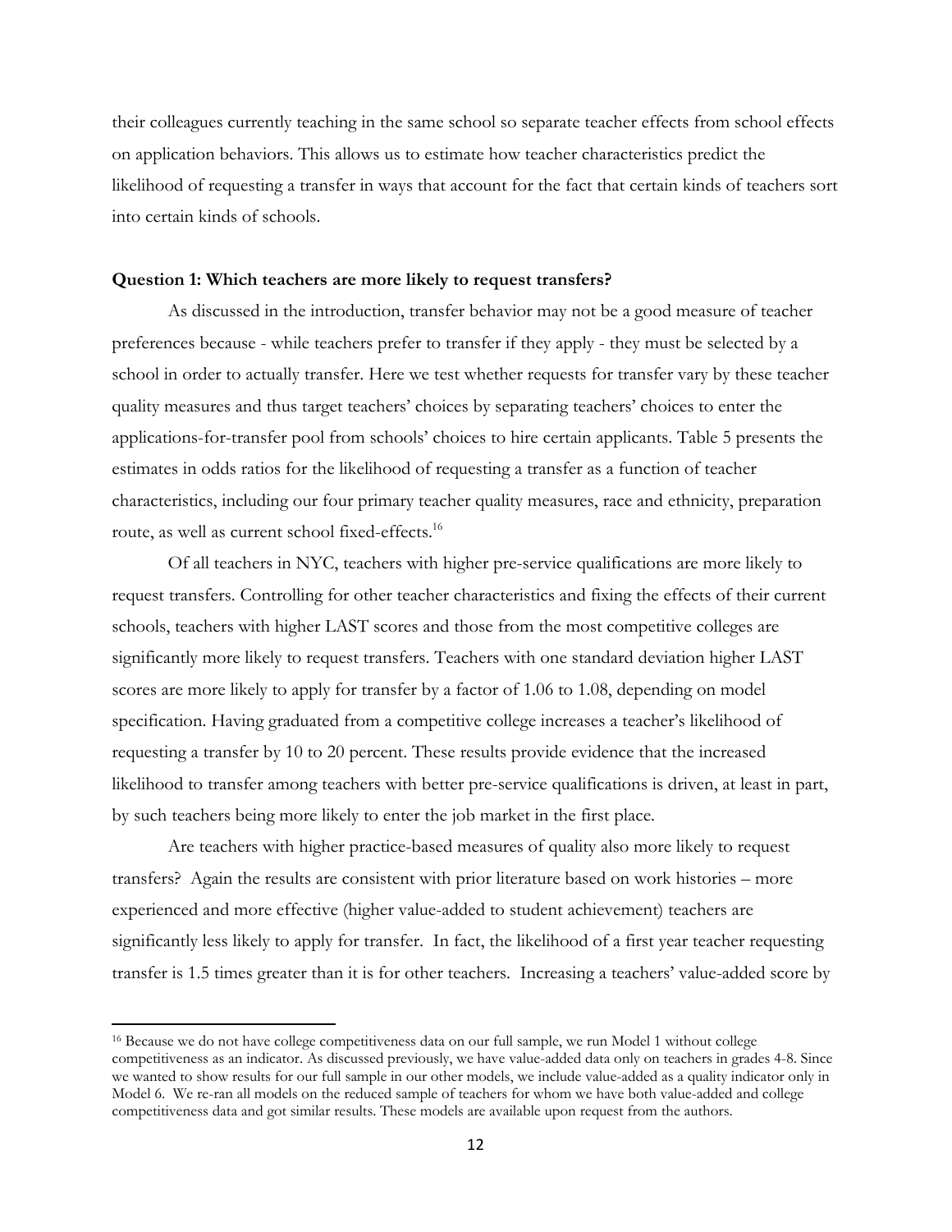their colleagues currently teaching in the same school so separate teacher effects from school effects on application behaviors. This allows us to estimate how teacher characteristics predict the likelihood of requesting a transfer in ways that account for the fact that certain kinds of teachers sort into certain kinds of schools.

**Question 1: Which teachers are more likely to request transfers?**

As discussed in the introduction, transfer behavior may not be a good measure of teacher preferences because - while teachers prefer to transfer if they apply - they must be selected by a school in order to actually transfer. Here we test whether requests for transfer vary by these teacher quality measures and thus target teachers' choices by separating teachers' choices to enter the applications-for-transfer pool from schools' choices to hire certain applicants. Table 5 presents the estimates in odds ratios for the likelihood of requesting a transfer as a function of teacher characteristics, including our four primary teacher quality measures, race and ethnicity, preparation route, as well as current school fixed-effects.[16]

Of all teachers in NYC, teachers with higher pre-service qualifications are more likely to request transfers. Controlling for other teacher characteristics and fixing the effects of their current schools, teachers with higher LAST scores and those from the most competitive colleges are significantly more likely to request transfers. Teachers with one standard deviation higher LAST scores are more likely to apply for transfer by a factor of 1.06 to 1.08, depending on model specification. Having graduated from a competitive college increases a teacher's likelihood of requesting a transfer by 10 to 20 percent. These results provide evidence that the increased likelihood to transfer among teachers with better pre-service qualifications is driven, at least in part, by such teachers being more likely to enter the job market in the first place.

Are teachers with higher practice-based measures of quality also more likely to request transfers? Again the results are consistent with prior literature based on work histories – more experienced and more effective (higher value-added to student achievement) teachers are significantly less likely to apply for transfer. In fact, the likelihood of a first year teacher requesting transfer is 1.5 times greater than it is for other teachers. Increasing a teachers' value-added score by

---

[16] Because we do not have college competitiveness data on our full sample, we run Model 1 without college competitiveness as an indicator. As discussed previously, we have value-added data only on teachers in grades 4-8. Since we wanted to show results for our full sample in our other models, we include value-added as a quality indicator only in Model 6. We re-ran all models on the reduced sample of teachers for whom we have both value-added and college competitiveness data and got similar results. These models are available upon request from the authors.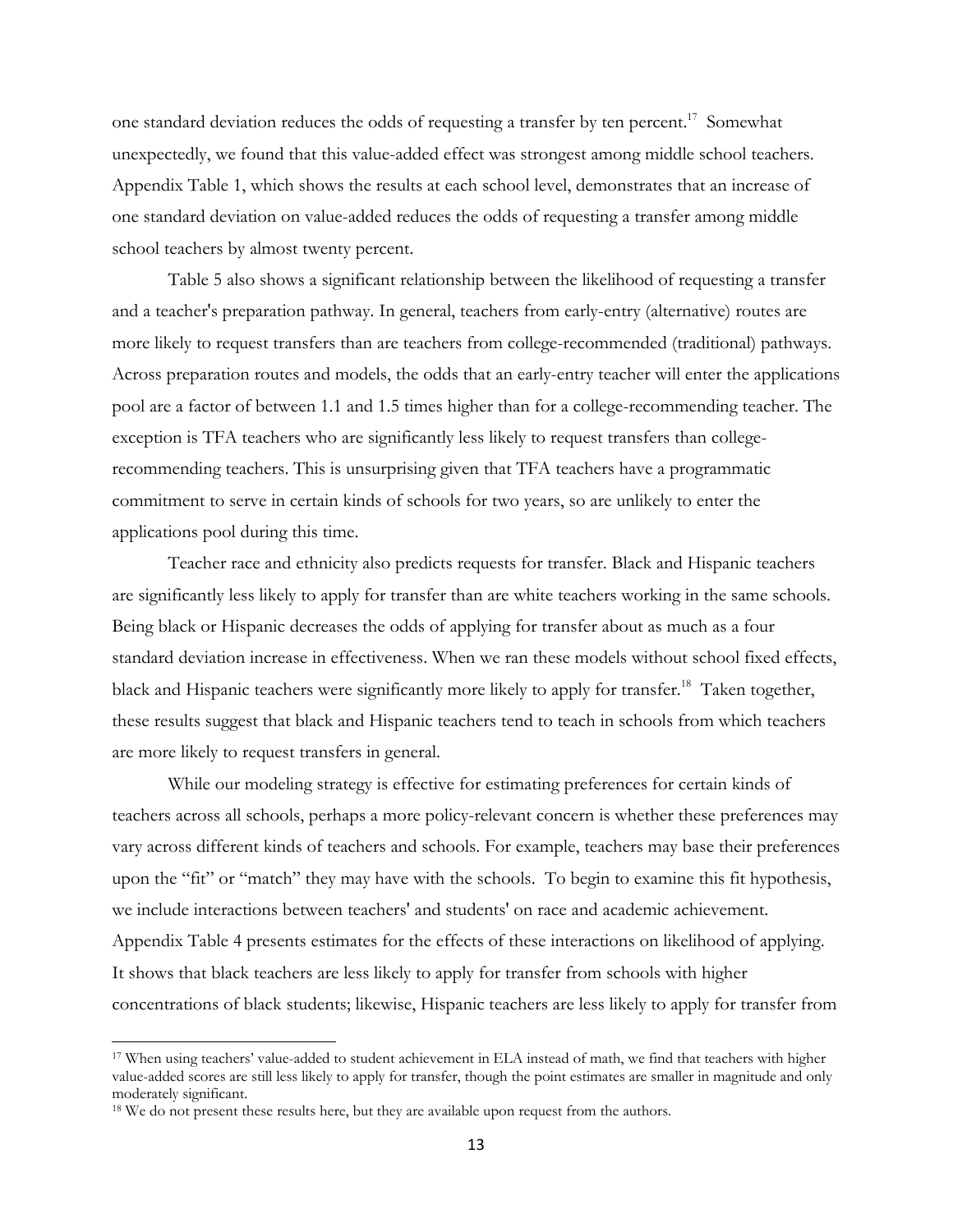one standard deviation reduces the odds of requesting a transfer by ten percent.[17] Somewhat unexpectedly, we found that this value-added effect was strongest among middle school teachers. Appendix Table 1, which shows the results at each school level, demonstrates that an increase of one standard deviation on value-added reduces the odds of requesting a transfer among middle school teachers by almost twenty percent.

Table 5 also shows a significant relationship between the likelihood of requesting a transfer and a teacher's preparation pathway. In general, teachers from early-entry (alternative) routes are more likely to request transfers than are teachers from college-recommended (traditional) pathways. Across preparation routes and models, the odds that an early-entry teacher will enter the applications pool are a factor of between 1.1 and 1.5 times higher than for a college-recommending teacher. The exception is TFA teachers who are significantly less likely to request transfers than college-recommending teachers. This is unsurprising given that TFA teachers have a programmatic commitment to serve in certain kinds of schools for two years, so are unlikely to enter the applications pool during this time.

Teacher race and ethnicity also predicts requests for transfer. Black and Hispanic teachers are significantly less likely to apply for transfer than are white teachers working in the same schools. Being black or Hispanic decreases the odds of applying for transfer about as much as a four standard deviation increase in effectiveness. When we ran these models without school fixed effects, black and Hispanic teachers were significantly more likely to apply for transfer.[18] Taken together, these results suggest that black and Hispanic teachers tend to teach in schools from which teachers are more likely to request transfers in general.

While our modeling strategy is effective for estimating preferences for certain kinds of teachers across all schools, perhaps a more policy-relevant concern is whether these preferences may vary across different kinds of teachers and schools. For example, teachers may base their preferences upon the "fit" or "match" they may have with the schools. To begin to examine this fit hypothesis, we include interactions between teachers' and students' on race and academic achievement. Appendix Table 4 presents estimates for the effects of these interactions on likelihood of applying. It shows that black teachers are less likely to apply for transfer from schools with higher concentrations of black students; likewise, Hispanic teachers are less likely to apply for transfer from

---

[17] When using teachers' value-added to student achievement in ELA instead of math, we find that teachers with higher value-added scores are still less likely to apply for transfer, though the point estimates are smaller in magnitude and only moderately significant.

[18] We do not present these results here, but they are available upon request from the authors.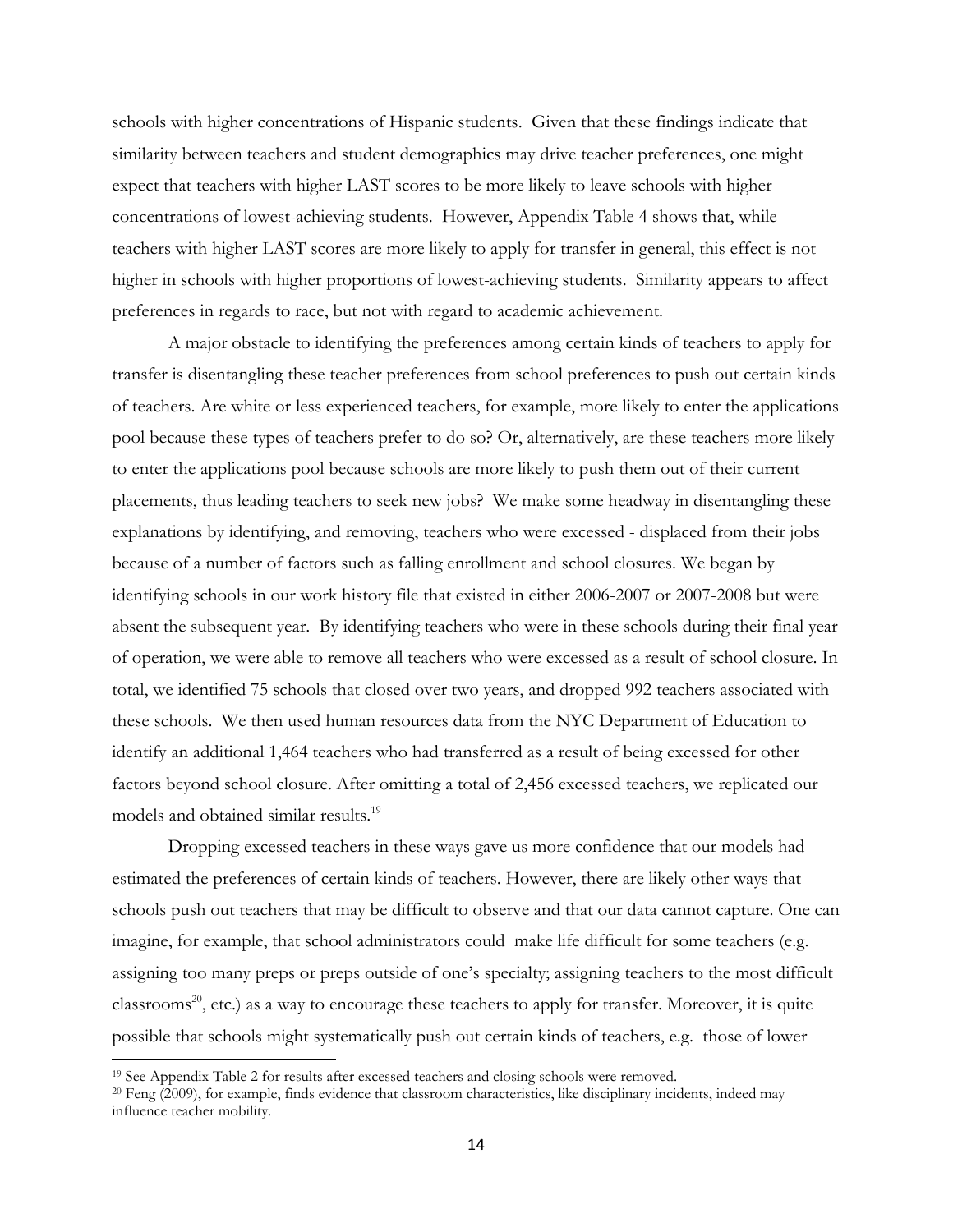schools with higher concentrations of Hispanic students. Given that these findings indicate that similarity between teachers and student demographics may drive teacher preferences, one might expect that teachers with higher LAST scores to be more likely to leave schools with higher concentrations of lowest-achieving students. However, Appendix Table 4 shows that, while teachers with higher LAST scores are more likely to apply for transfer in general, this effect is not higher in schools with higher proportions of lowest-achieving students. Similarity appears to affect preferences in regards to race, but not with regard to academic achievement.

A major obstacle to identifying the preferences among certain kinds of teachers to apply for transfer is disentangling these teacher preferences from school preferences to push out certain kinds of teachers. Are white or less experienced teachers, for example, more likely to enter the applications pool because these types of teachers prefer to do so? Or, alternatively, are these teachers more likely to enter the applications pool because schools are more likely to push them out of their current placements, thus leading teachers to seek new jobs? We make some headway in disentangling these explanations by identifying, and removing, teachers who were excessed - displaced from their jobs because of a number of factors such as falling enrollment and school closures. We began by identifying schools in our work history file that existed in either 2006-2007 or 2007-2008 but were absent the subsequent year. By identifying teachers who were in these schools during their final year of operation, we were able to remove all teachers who were excessed as a result of school closure. In total, we identified 75 schools that closed over two years, and dropped 992 teachers associated with these schools. We then used human resources data from the NYC Department of Education to identify an additional 1,464 teachers who had transferred as a result of being excessed for other factors beyond school closure. After omitting a total of 2,456 excessed teachers, we replicated our models and obtained similar results.[19]

Dropping excessed teachers in these ways gave us more confidence that our models had estimated the preferences of certain kinds of teachers. However, there are likely other ways that schools push out teachers that may be difficult to observe and that our data cannot capture. One can imagine, for example, that school administrators could make life difficult for some teachers (e.g. assigning too many preps or preps outside of one's specialty; assigning teachers to the most difficult classrooms[20], etc.) as a way to encourage these teachers to apply for transfer. Moreover, it is quite possible that schools might systematically push out certain kinds of teachers, e.g. those of lower

---

[19] See Appendix Table 2 for results after excessed teachers and closing schools were removed.

[20] Feng (2009), for example, finds evidence that classroom characteristics, like disciplinary incidents, indeed may influence teacher mobility.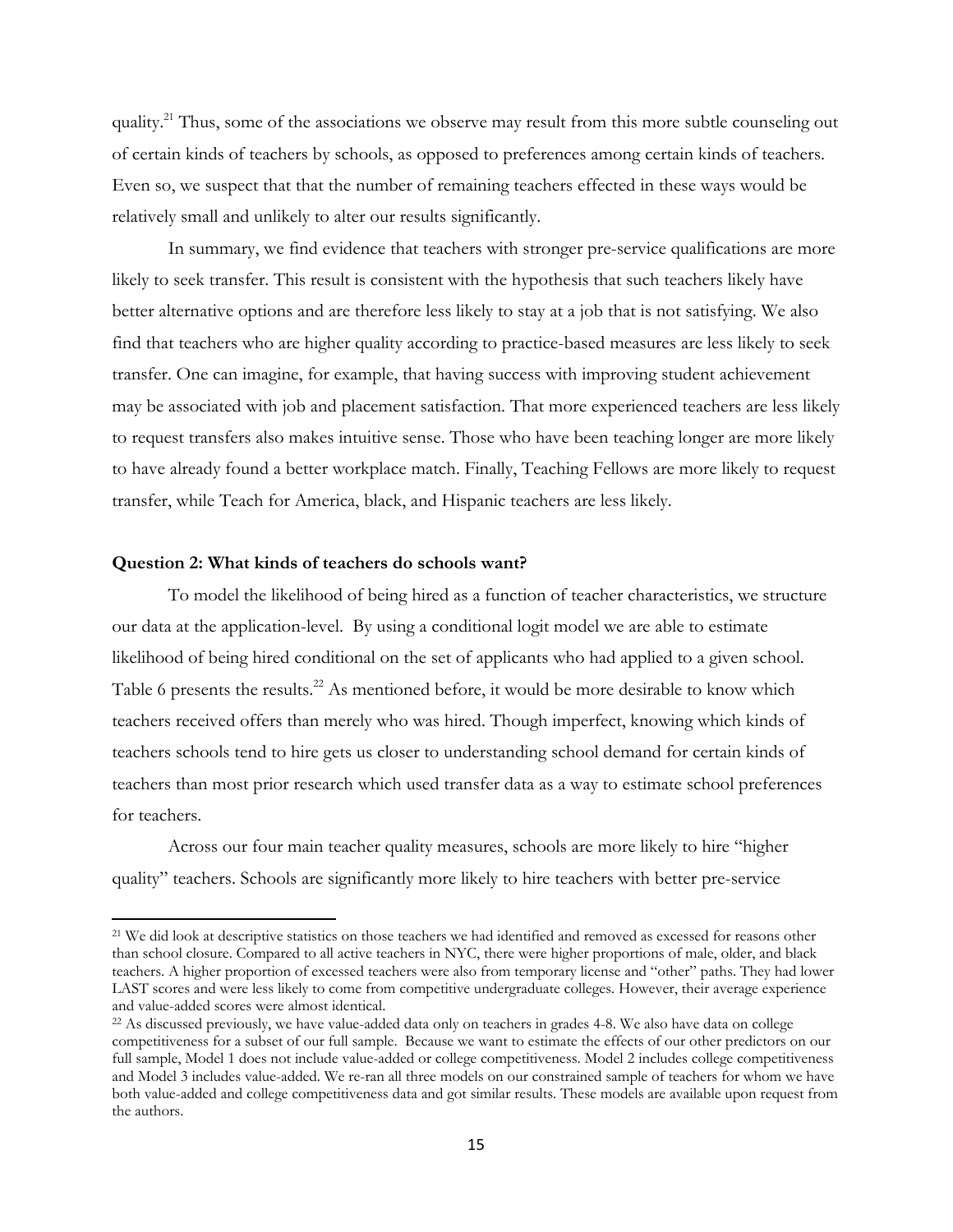quality.[21] Thus, some of the associations we observe may result from this more subtle counseling out of certain kinds of teachers by schools, as opposed to preferences among certain kinds of teachers. Even so, we suspect that that the number of remaining teachers effected in these ways would be relatively small and unlikely to alter our results significantly.

In summary, we find evidence that teachers with stronger pre-service qualifications are more likely to seek transfer. This result is consistent with the hypothesis that such teachers likely have better alternative options and are therefore less likely to stay at a job that is not satisfying. We also find that teachers who are higher quality according to practice-based measures are less likely to seek transfer. One can imagine, for example, that having success with improving student achievement may be associated with job and placement satisfaction. That more experienced teachers are less likely to request transfers also makes intuitive sense. Those who have been teaching longer are more likely to have already found a better workplace match. Finally, Teaching Fellows are more likely to request transfer, while Teach for America, black, and Hispanic teachers are less likely.

**Question 2: What kinds of teachers do schools want?**

To model the likelihood of being hired as a function of teacher characteristics, we structure our data at the application-level. By using a conditional logit model we are able to estimate likelihood of being hired conditional on the set of applicants who had applied to a given school. Table 6 presents the results.[22] As mentioned before, it would be more desirable to know which teachers received offers than merely who was hired. Though imperfect, knowing which kinds of teachers schools tend to hire gets us closer to understanding school demand for certain kinds of teachers than most prior research which used transfer data as a way to estimate school preferences for teachers.

Across our four main teacher quality measures, schools are more likely to hire "higher quality" teachers. Schools are significantly more likely to hire teachers with better pre-service

---

[21] We did look at descriptive statistics on those teachers we had identified and removed as excessed for reasons other than school closure. Compared to all active teachers in NYC, there were higher proportions of male, older, and black teachers. A higher proportion of excessed teachers were also from temporary license and "other" paths. They had lower LAST scores and were less likely to come from competitive undergraduate colleges. However, their average experience and value-added scores were almost identical.

[22] As discussed previously, we have value-added data only on teachers in grades 4-8. We also have data on college competitiveness for a subset of our full sample. Because we want to estimate the effects of our other predictors on our full sample, Model 1 does not include value-added or college competitiveness. Model 2 includes college competitiveness and Model 3 includes value-added. We re-ran all three models on our constrained sample of teachers for whom we have both value-added and college competitiveness data and got similar results. These models are available upon request from the authors.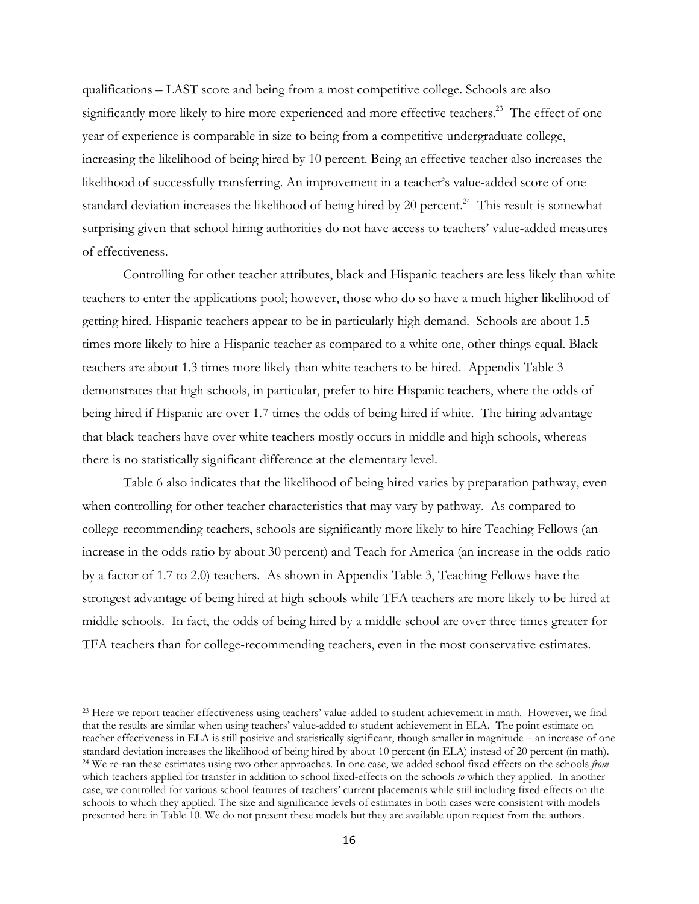qualifications – LAST score and being from a most competitive college. Schools are also significantly more likely to hire more experienced and more effective teachers.[23] The effect of one year of experience is comparable in size to being from a competitive undergraduate college, increasing the likelihood of being hired by 10 percent. Being an effective teacher also increases the likelihood of successfully transferring. An improvement in a teacher's value-added score of one standard deviation increases the likelihood of being hired by 20 percent.[24] This result is somewhat surprising given that school hiring authorities do not have access to teachers' value-added measures of effectiveness.

Controlling for other teacher attributes, black and Hispanic teachers are less likely than white teachers to enter the applications pool; however, those who do so have a much higher likelihood of getting hired. Hispanic teachers appear to be in particularly high demand. Schools are about 1.5 times more likely to hire a Hispanic teacher as compared to a white one, other things equal. Black teachers are about 1.3 times more likely than white teachers to be hired. Appendix Table 3 demonstrates that high schools, in particular, prefer to hire Hispanic teachers, where the odds of being hired if Hispanic are over 1.7 times the odds of being hired if white. The hiring advantage that black teachers have over white teachers mostly occurs in middle and high schools, whereas there is no statistically significant difference at the elementary level.

Table 6 also indicates that the likelihood of being hired varies by preparation pathway, even when controlling for other teacher characteristics that may vary by pathway. As compared to college-recommending teachers, schools are significantly more likely to hire Teaching Fellows (an increase in the odds ratio by about 30 percent) and Teach for America (an increase in the odds ratio by a factor of 1.7 to 2.0) teachers. As shown in Appendix Table 3, Teaching Fellows have the strongest advantage of being hired at high schools while TFA teachers are more likely to be hired at middle schools. In fact, the odds of being hired by a middle school are over three times greater for TFA teachers than for college-recommending teachers, even in the most conservative estimates.

---

[23] Here we report teacher effectiveness using teachers' value-added to student achievement in math. However, we find that the results are similar when using teachers' value-added to student achievement in ELA. The point estimate on teacher effectiveness in ELA is still positive and statistically significant, though smaller in magnitude – an increase of one standard deviation increases the likelihood of being hired by about 10 percent (in ELA) instead of 20 percent (in math).

[24] We re-ran these estimates using two other approaches. In one case, we added school fixed effects on the schools *from* which teachers applied for transfer in addition to school fixed-effects on the schools *to* which they applied. In another case, we controlled for various school features of teachers' current placements while still including fixed-effects on the schools to which they applied. The size and significance levels of estimates in both cases were consistent with models presented here in Table 10. We do not present these models but they are available upon request from the authors.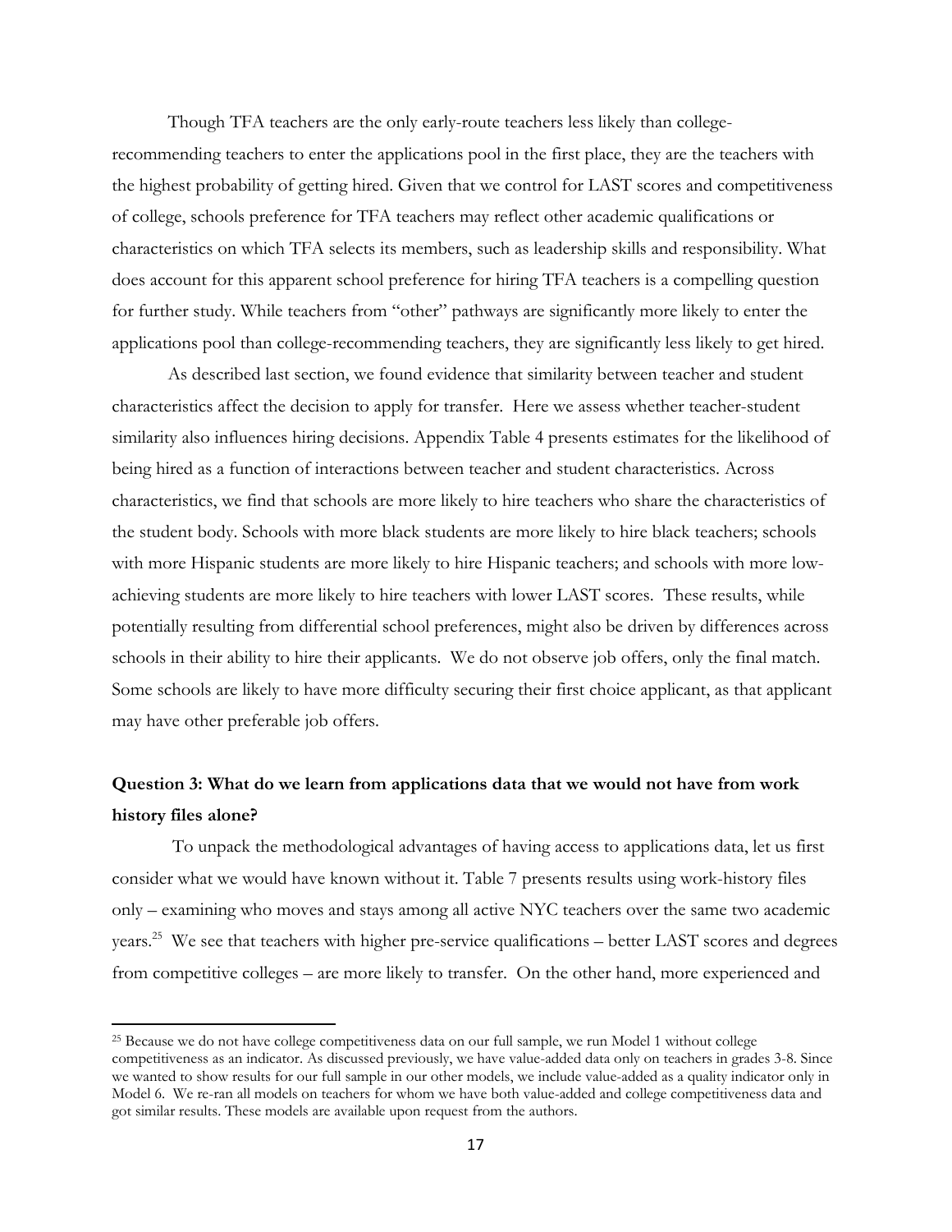Though TFA teachers are the only early-route teachers less likely than college-recommending teachers to enter the applications pool in the first place, they are the teachers with the highest probability of getting hired. Given that we control for LAST scores and competitiveness of college, schools preference for TFA teachers may reflect other academic qualifications or characteristics on which TFA selects its members, such as leadership skills and responsibility. What does account for this apparent school preference for hiring TFA teachers is a compelling question for further study. While teachers from "other" pathways are significantly more likely to enter the applications pool than college-recommending teachers, they are significantly less likely to get hired.

As described last section, we found evidence that similarity between teacher and student characteristics affect the decision to apply for transfer. Here we assess whether teacher-student similarity also influences hiring decisions. Appendix Table 4 presents estimates for the likelihood of being hired as a function of interactions between teacher and student characteristics. Across characteristics, we find that schools are more likely to hire teachers who share the characteristics of the student body. Schools with more black students are more likely to hire black teachers; schools with more Hispanic students are more likely to hire Hispanic teachers; and schools with more low-achieving students are more likely to hire teachers with lower LAST scores. These results, while potentially resulting from differential school preferences, might also be driven by differences across schools in their ability to hire their applicants. We do not observe job offers, only the final match. Some schools are likely to have more difficulty securing their first choice applicant, as that applicant may have other preferable job offers.

**Question 3: What do we learn from applications data that we would not have from work history files alone?**

To unpack the methodological advantages of having access to applications data, let us first consider what we would have known without it. Table 7 presents results using work-history files only – examining who moves and stays among all active NYC teachers over the same two academic years.[25] We see that teachers with higher pre-service qualifications – better LAST scores and degrees from competitive colleges – are more likely to transfer. On the other hand, more experienced and

[25] Because we do not have college competitiveness data on our full sample, we run Model 1 without college competitiveness as an indicator. As discussed previously, we have value-added data only on teachers in grades 3-8. Since we wanted to show results for our full sample in our other models, we include value-added as a quality indicator only in Model 6. We re-ran all models on teachers for whom we have both value-added and college competitiveness data and got similar results. These models are available upon request from the authors.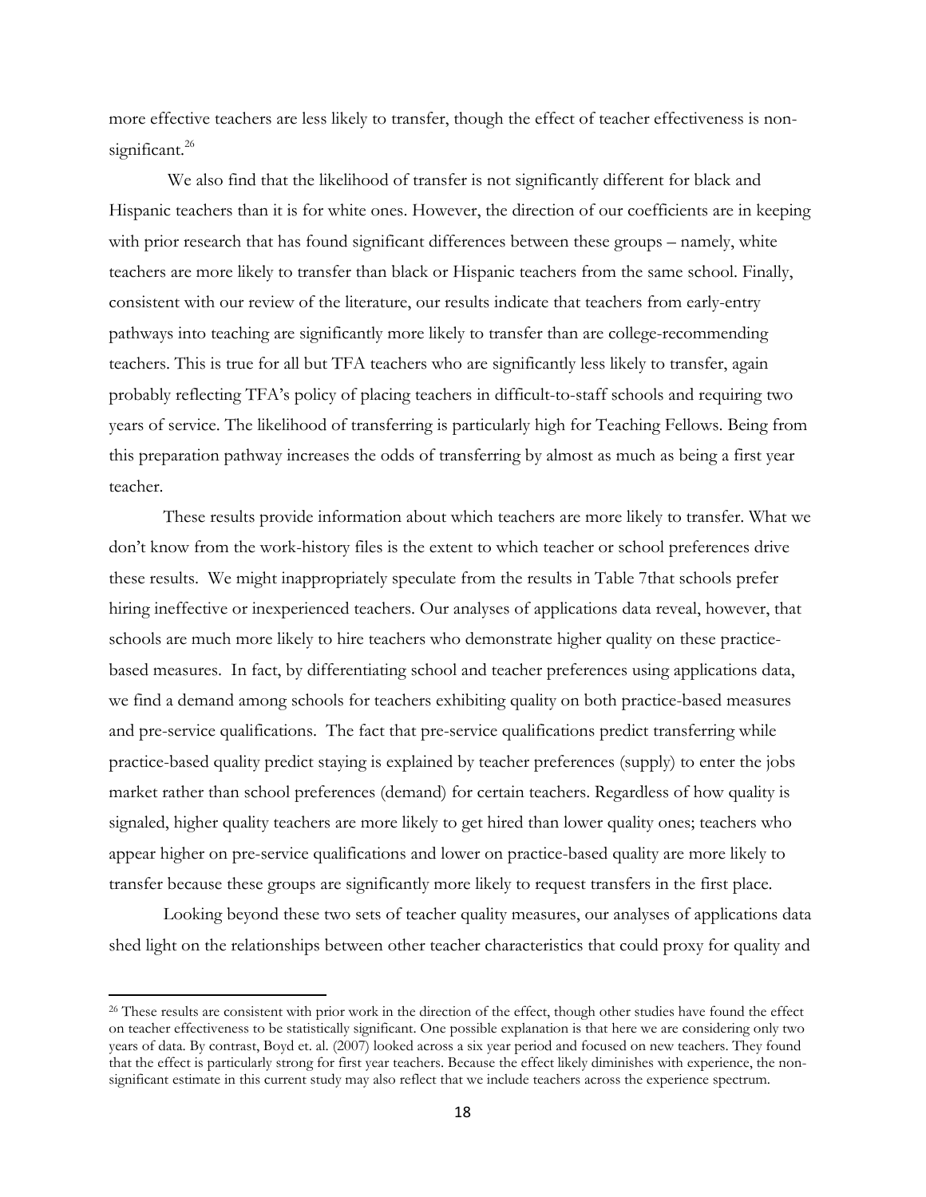more effective teachers are less likely to transfer, though the effect of teacher effectiveness is non-significant.[26]

We also find that the likelihood of transfer is not significantly different for black and Hispanic teachers than it is for white ones. However, the direction of our coefficients are in keeping with prior research that has found significant differences between these groups – namely, white teachers are more likely to transfer than black or Hispanic teachers from the same school. Finally, consistent with our review of the literature, our results indicate that teachers from early-entry pathways into teaching are significantly more likely to transfer than are college-recommending teachers. This is true for all but TFA teachers who are significantly less likely to transfer, again probably reflecting TFA's policy of placing teachers in difficult-to-staff schools and requiring two years of service. The likelihood of transferring is particularly high for Teaching Fellows. Being from this preparation pathway increases the odds of transferring by almost as much as being a first year teacher.

These results provide information about which teachers are more likely to transfer. What we don't know from the work-history files is the extent to which teacher or school preferences drive these results. We might inappropriately speculate from the results in Table 7that schools prefer hiring ineffective or inexperienced teachers. Our analyses of applications data reveal, however, that schools are much more likely to hire teachers who demonstrate higher quality on these practice-based measures. In fact, by differentiating school and teacher preferences using applications data, we find a demand among schools for teachers exhibiting quality on both practice-based measures and pre-service qualifications. The fact that pre-service qualifications predict transferring while practice-based quality predict staying is explained by teacher preferences (supply) to enter the jobs market rather than school preferences (demand) for certain teachers. Regardless of how quality is signaled, higher quality teachers are more likely to get hired than lower quality ones; teachers who appear higher on pre-service qualifications and lower on practice-based quality are more likely to transfer because these groups are significantly more likely to request transfers in the first place.

Looking beyond these two sets of teacher quality measures, our analyses of applications data shed light on the relationships between other teacher characteristics that could proxy for quality and

[26] These results are consistent with prior work in the direction of the effect, though other studies have found the effect on teacher effectiveness to be statistically significant. One possible explanation is that here we are considering only two years of data. By contrast, Boyd et. al. (2007) looked across a six year period and focused on new teachers. They found that the effect is particularly strong for first year teachers. Because the effect likely diminishes with experience, the non-significant estimate in this current study may also reflect that we include teachers across the experience spectrum.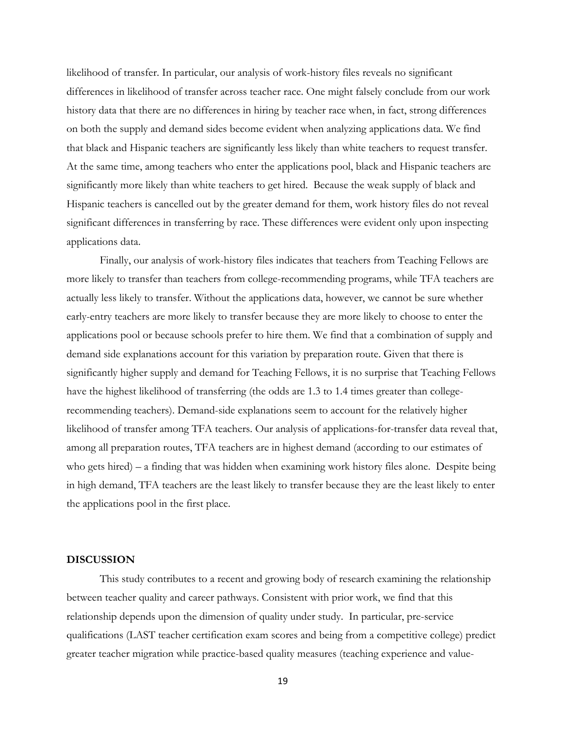likelihood of transfer. In particular, our analysis of work-history files reveals no significant differences in likelihood of transfer across teacher race. One might falsely conclude from our work history data that there are no differences in hiring by teacher race when, in fact, strong differences on both the supply and demand sides become evident when analyzing applications data. We find that black and Hispanic teachers are significantly less likely than white teachers to request transfer. At the same time, among teachers who enter the applications pool, black and Hispanic teachers are significantly more likely than white teachers to get hired. Because the weak supply of black and Hispanic teachers is cancelled out by the greater demand for them, work history files do not reveal significant differences in transferring by race. These differences were evident only upon inspecting applications data.

Finally, our analysis of work-history files indicates that teachers from Teaching Fellows are more likely to transfer than teachers from college-recommending programs, while TFA teachers are actually less likely to transfer. Without the applications data, however, we cannot be sure whether early-entry teachers are more likely to transfer because they are more likely to choose to enter the applications pool or because schools prefer to hire them. We find that a combination of supply and demand side explanations account for this variation by preparation route. Given that there is significantly higher supply and demand for Teaching Fellows, it is no surprise that Teaching Fellows have the highest likelihood of transferring (the odds are 1.3 to 1.4 times greater than college-recommending teachers). Demand-side explanations seem to account for the relatively higher likelihood of transfer among TFA teachers. Our analysis of applications-for-transfer data reveal that, among all preparation routes, TFA teachers are in highest demand (according to our estimates of who gets hired) – a finding that was hidden when examining work history files alone. Despite being in high demand, TFA teachers are the least likely to transfer because they are the least likely to enter the applications pool in the first place.

## DISCUSSION

This study contributes to a recent and growing body of research examining the relationship between teacher quality and career pathways. Consistent with prior work, we find that this relationship depends upon the dimension of quality under study. In particular, pre-service qualifications (LAST teacher certification exam scores and being from a competitive college) predict greater teacher migration while practice-based quality measures (teaching experience and value-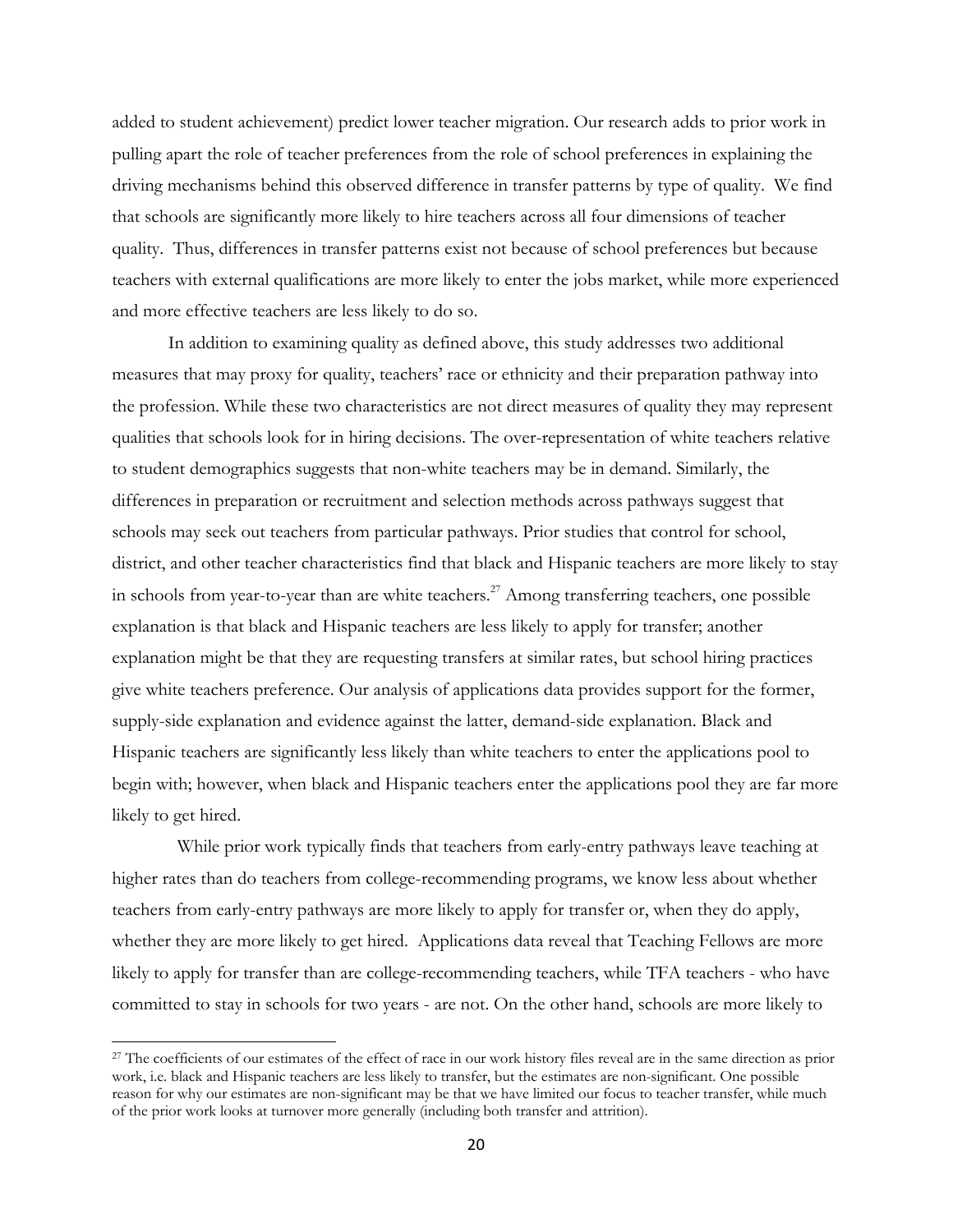added to student achievement) predict lower teacher migration. Our research adds to prior work in pulling apart the role of teacher preferences from the role of school preferences in explaining the driving mechanisms behind this observed difference in transfer patterns by type of quality. We find that schools are significantly more likely to hire teachers across all four dimensions of teacher quality. Thus, differences in transfer patterns exist not because of school preferences but because teachers with external qualifications are more likely to enter the jobs market, while more experienced and more effective teachers are less likely to do so.

In addition to examining quality as defined above, this study addresses two additional measures that may proxy for quality, teachers' race or ethnicity and their preparation pathway into the profession. While these two characteristics are not direct measures of quality they may represent qualities that schools look for in hiring decisions. The over-representation of white teachers relative to student demographics suggests that non-white teachers may be in demand. Similarly, the differences in preparation or recruitment and selection methods across pathways suggest that schools may seek out teachers from particular pathways. Prior studies that control for school, district, and other teacher characteristics find that black and Hispanic teachers are more likely to stay in schools from year-to-year than are white teachers.[27] Among transferring teachers, one possible explanation is that black and Hispanic teachers are less likely to apply for transfer; another explanation might be that they are requesting transfers at similar rates, but school hiring practices give white teachers preference. Our analysis of applications data provides support for the former, supply-side explanation and evidence against the latter, demand-side explanation. Black and Hispanic teachers are significantly less likely than white teachers to enter the applications pool to begin with; however, when black and Hispanic teachers enter the applications pool they are far more likely to get hired.

While prior work typically finds that teachers from early-entry pathways leave teaching at higher rates than do teachers from college-recommending programs, we know less about whether teachers from early-entry pathways are more likely to apply for transfer or, when they do apply, whether they are more likely to get hired. Applications data reveal that Teaching Fellows are more likely to apply for transfer than are college-recommending teachers, while TFA teachers - who have committed to stay in schools for two years - are not. On the other hand, schools are more likely to

[27] The coefficients of our estimates of the effect of race in our work history files reveal are in the same direction as prior work, i.e. black and Hispanic teachers are less likely to transfer, but the estimates are non-significant. One possible reason for why our estimates are non-significant may be that we have limited our focus to teacher transfer, while much of the prior work looks at turnover more generally (including both transfer and attrition).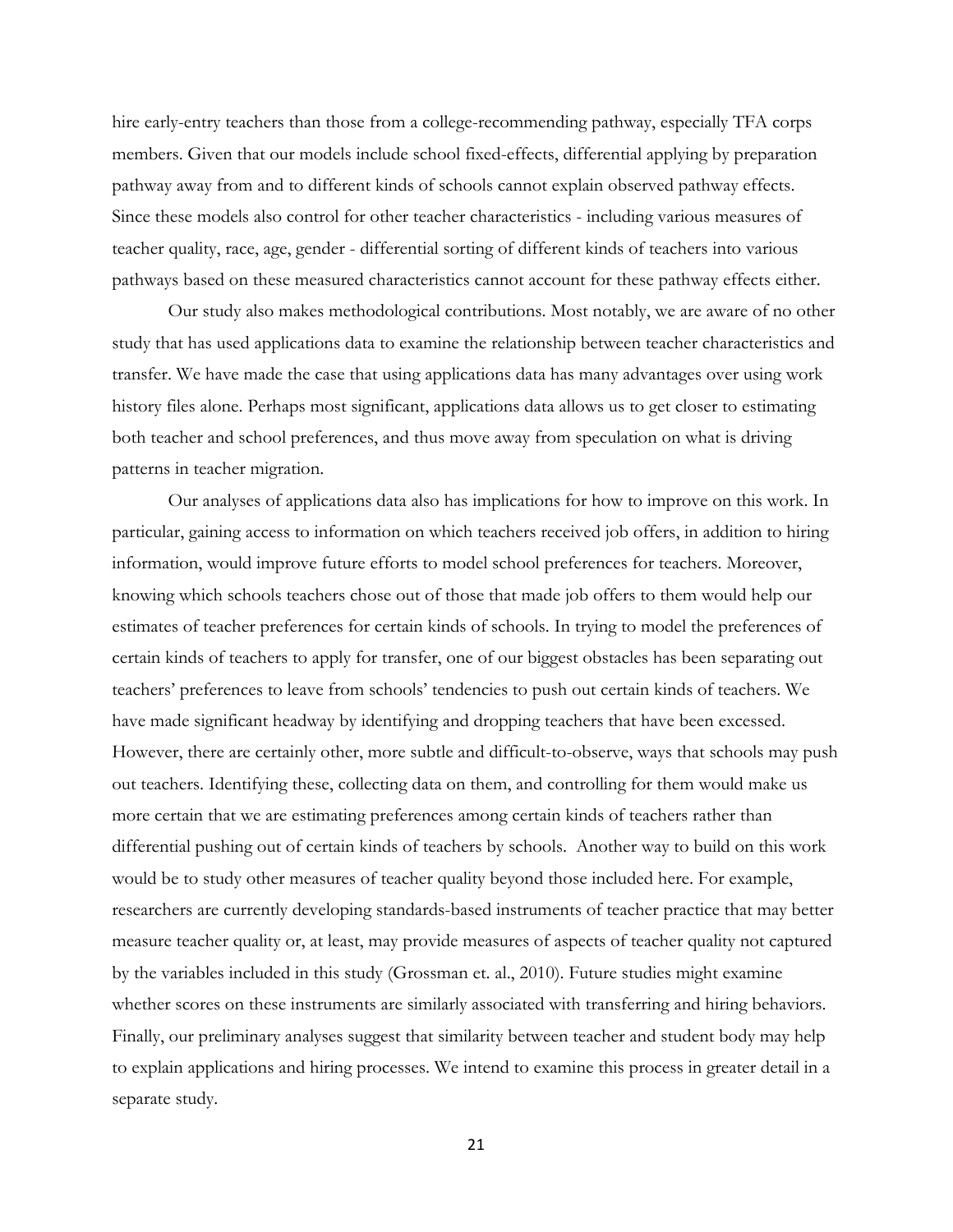hire early-entry teachers than those from a college-recommending pathway, especially TFA corps members. Given that our models include school fixed-effects, differential applying by preparation pathway away from and to different kinds of schools cannot explain observed pathway effects. Since these models also control for other teacher characteristics - including various measures of teacher quality, race, age, gender - differential sorting of different kinds of teachers into various pathways based on these measured characteristics cannot account for these pathway effects either.

Our study also makes methodological contributions. Most notably, we are aware of no other study that has used applications data to examine the relationship between teacher characteristics and transfer. We have made the case that using applications data has many advantages over using work history files alone. Perhaps most significant, applications data allows us to get closer to estimating both teacher and school preferences, and thus move away from speculation on what is driving patterns in teacher migration.

Our analyses of applications data also has implications for how to improve on this work. In particular, gaining access to information on which teachers received job offers, in addition to hiring information, would improve future efforts to model school preferences for teachers. Moreover, knowing which schools teachers chose out of those that made job offers to them would help our estimates of teacher preferences for certain kinds of schools. In trying to model the preferences of certain kinds of teachers to apply for transfer, one of our biggest obstacles has been separating out teachers' preferences to leave from schools' tendencies to push out certain kinds of teachers. We have made significant headway by identifying and dropping teachers that have been excessed. However, there are certainly other, more subtle and difficult-to-observe, ways that schools may push out teachers. Identifying these, collecting data on them, and controlling for them would make us more certain that we are estimating preferences among certain kinds of teachers rather than differential pushing out of certain kinds of teachers by schools. Another way to build on this work would be to study other measures of teacher quality beyond those included here. For example, researchers are currently developing standards-based instruments of teacher practice that may better measure teacher quality or, at least, may provide measures of aspects of teacher quality not captured by the variables included in this study (Grossman et. al., 2010). Future studies might examine whether scores on these instruments are similarly associated with transferring and hiring behaviors. Finally, our preliminary analyses suggest that similarity between teacher and student body may help to explain applications and hiring processes. We intend to examine this process in greater detail in a separate study.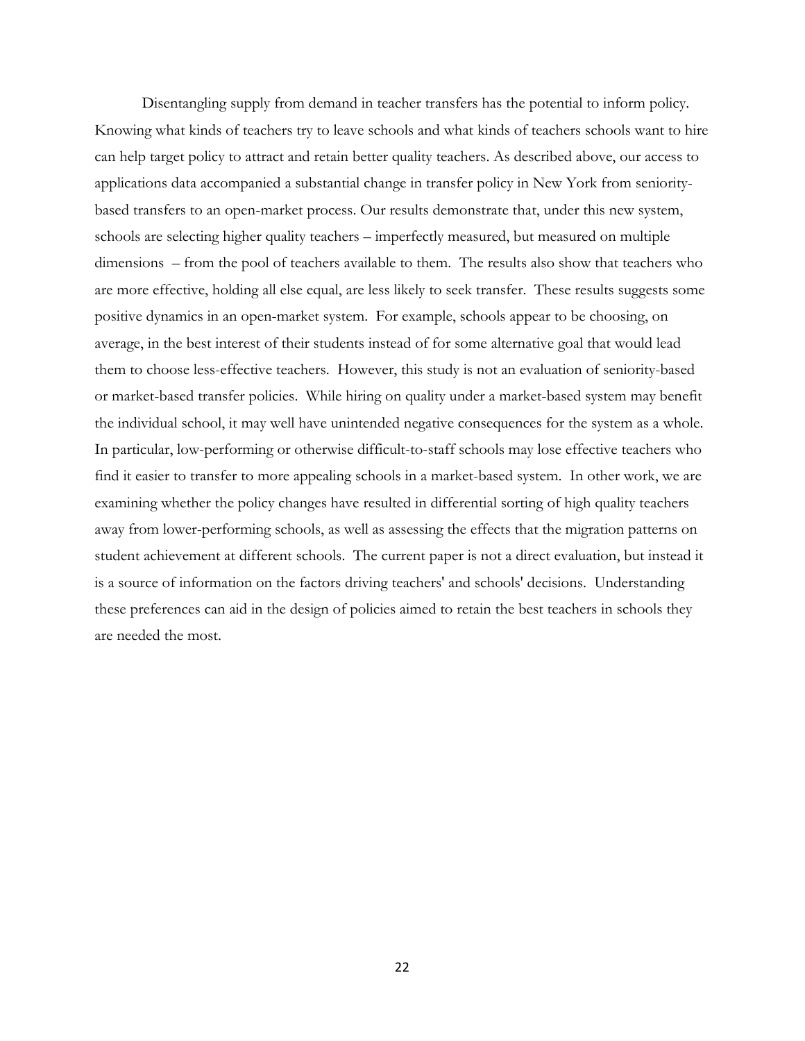Disentangling supply from demand in teacher transfers has the potential to inform policy. Knowing what kinds of teachers try to leave schools and what kinds of teachers schools want to hire can help target policy to attract and retain better quality teachers. As described above, our access to applications data accompanied a substantial change in transfer policy in New York from seniority-based transfers to an open-market process. Our results demonstrate that, under this new system, schools are selecting higher quality teachers – imperfectly measured, but measured on multiple dimensions – from the pool of teachers available to them. The results also show that teachers who are more effective, holding all else equal, are less likely to seek transfer. These results suggests some positive dynamics in an open-market system. For example, schools appear to be choosing, on average, in the best interest of their students instead of for some alternative goal that would lead them to choose less-effective teachers. However, this study is not an evaluation of seniority-based or market-based transfer policies. While hiring on quality under a market-based system may benefit the individual school, it may well have unintended negative consequences for the system as a whole. In particular, low-performing or otherwise difficult-to-staff schools may lose effective teachers who find it easier to transfer to more appealing schools in a market-based system. In other work, we are examining whether the policy changes have resulted in differential sorting of high quality teachers away from lower-performing schools, as well as assessing the effects that the migration patterns on student achievement at different schools. The current paper is not a direct evaluation, but instead it is a source of information on the factors driving teachers' and schools' decisions. Understanding these preferences can aid in the design of policies aimed to retain the best teachers in schools they are needed the most.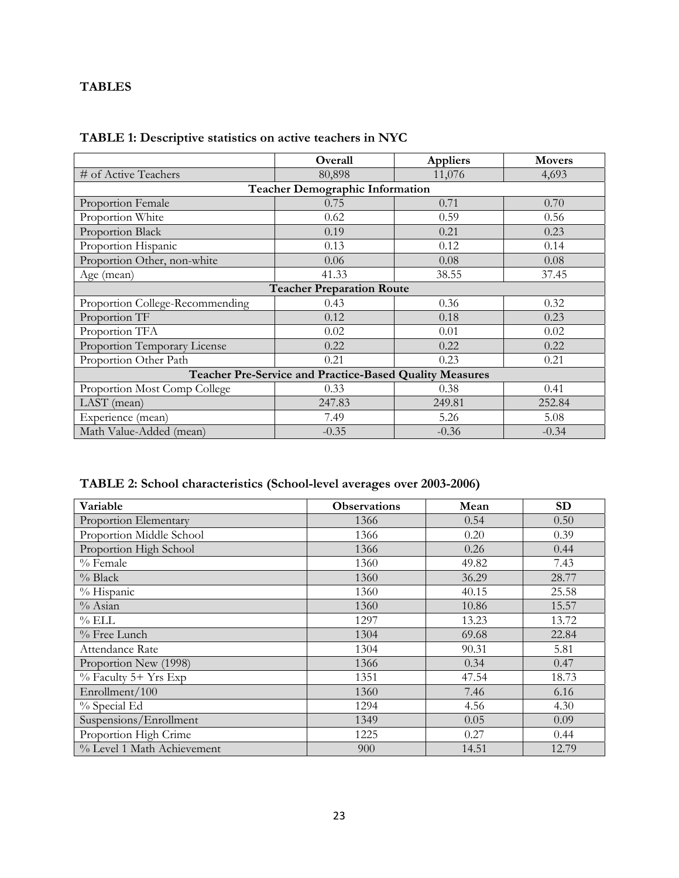**TABLES**

**TABLE 1: Descriptive statistics on active teachers in NYC**

| | Overall | Appliers | Movers |
|---|---|---|---|
| # of Active Teachers | 80,898 | 11,076 | 4,693 |
| **Teacher Demographic Information** | | | |
| Proportion Female | 0.75 | 0.71 | 0.70 |
| Proportion White | 0.62 | 0.59 | 0.56 |
| Proportion Black | 0.19 | 0.21 | 0.23 |
| Proportion Hispanic | 0.13 | 0.12 | 0.14 |
| Proportion Other, non-white | 0.06 | 0.08 | 0.08 |
| Age (mean) | 41.33 | 38.55 | 37.45 |
| **Teacher Preparation Route** | | | |
| Proportion College-Recommending | 0.43 | 0.36 | 0.32 |
| Proportion TF | 0.12 | 0.18 | 0.23 |
| Proportion TFA | 0.02 | 0.01 | 0.02 |
| Proportion Temporary License | 0.22 | 0.22 | 0.22 |
| Proportion Other Path | 0.21 | 0.23 | 0.21 |
| **Teacher Pre-Service and Practice-Based Quality Measures** | | | |
| Proportion Most Comp College | 0.33 | 0.38 | 0.41 |
| LAST (mean) | 247.83 | 249.81 | 252.84 |
| Experience (mean) | 7.49 | 5.26 | 5.08 |
| Math Value-Added (mean) | -0.35 | -0.36 | -0.34 |

**TABLE 2: School characteristics (School-level averages over 2003-2006)**

| Variable | Observations | Mean | SD |
|---|---|---|---|
| Proportion Elementary | 1366 | 0.54 | 0.50 |
| Proportion Middle School | 1366 | 0.20 | 0.39 |
| Proportion High School | 1366 | 0.26 | 0.44 |
| % Female | 1360 | 49.82 | 7.43 |
| % Black | 1360 | 36.29 | 28.77 |
| % Hispanic | 1360 | 40.15 | 25.58 |
| % Asian | 1360 | 10.86 | 15.57 |
| % ELL | 1297 | 13.23 | 13.72 |
| % Free Lunch | 1304 | 69.68 | 22.84 |
| Attendance Rate | 1304 | 90.31 | 5.81 |
| Proportion New (1998) | 1366 | 0.34 | 0.47 |
| % Faculty 5+ Yrs Exp | 1351 | 47.54 | 18.73 |
| Enrollment/100 | 1360 | 7.46 | 6.16 |
| % Special Ed | 1294 | 4.56 | 4.30 |
| Suspensions/Enrollment | 1349 | 0.05 | 0.09 |
| Proportion High Crime | 1225 | 0.27 | 0.44 |
| % Level 1 Math Achievement | 900 | 14.51 | 12.79 |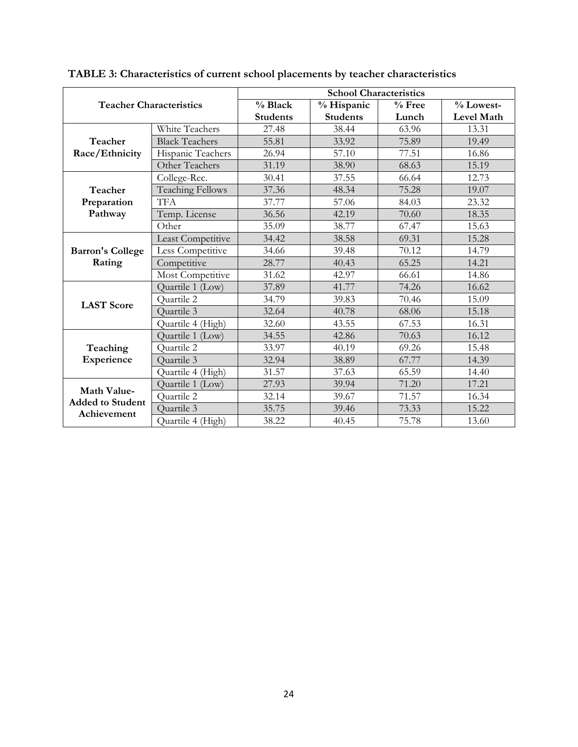**TABLE 3: Characteristics of current school placements by teacher characteristics**

| Teacher Characteristics | | School Characteristics | | | |
|---|---|---|---|---|---|
| | | % Black Students | % Hispanic Students | % Free Lunch | % Lowest-Level Math |
| **Teacher Race/Ethnicity** | White Teachers | 27.48 | 38.44 | 63.96 | 13.31 |
| | Black Teachers | 55.81 | 33.92 | 75.89 | 19.49 |
| | Hispanic Teachers | 26.94 | 57.10 | 77.51 | 16.86 |
| | Other Teachers | 31.19 | 38.90 | 68.63 | 15.19 |
| **Teacher Preparation Pathway** | College-Rec. | 30.41 | 37.55 | 66.64 | 12.73 |
| | Teaching Fellows | 37.36 | 48.34 | 75.28 | 19.07 |
| | TFA | 37.77 | 57.06 | 84.03 | 23.32 |
| | Temp. License | 36.56 | 42.19 | 70.60 | 18.35 |
| | Other | 35.09 | 38.77 | 67.47 | 15.63 |
| **Barron's College Rating** | Least Competitive | 34.42 | 38.58 | 69.31 | 15.28 |
| | Less Competitive | 34.66 | 39.48 | 70.12 | 14.79 |
| | Competitive | 28.77 | 40.43 | 65.25 | 14.21 |
| | Most Competitive | 31.62 | 42.97 | 66.61 | 14.86 |
| **LAST Score** | Quartile 1 (Low) | 37.89 | 41.77 | 74.26 | 16.62 |
| | Quartile 2 | 34.79 | 39.83 | 70.46 | 15.09 |
| | Quartile 3 | 32.64 | 40.78 | 68.06 | 15.18 |
| | Quartile 4 (High) | 32.60 | 43.55 | 67.53 | 16.31 |
| **Teaching Experience** | Quartile 1 (Low) | 34.55 | 42.86 | 70.63 | 16.12 |
| | Quartile 2 | 33.97 | 40.19 | 69.26 | 15.48 |
| | Quartile 3 | 32.94 | 38.89 | 67.77 | 14.39 |
| | Quartile 4 (High) | 31.57 | 37.63 | 65.59 | 14.40 |
| **Math Value-Added to Student Achievement** | Quartile 1 (Low) | 27.93 | 39.94 | 71.20 | 17.21 |
| | Quartile 2 | 32.14 | 39.67 | 71.57 | 16.34 |
| | Quartile 3 | 35.75 | 39.46 | 73.33 | 15.22 |
| | Quartile 4 (High) | 38.22 | 40.45 | 75.78 | 13.60 |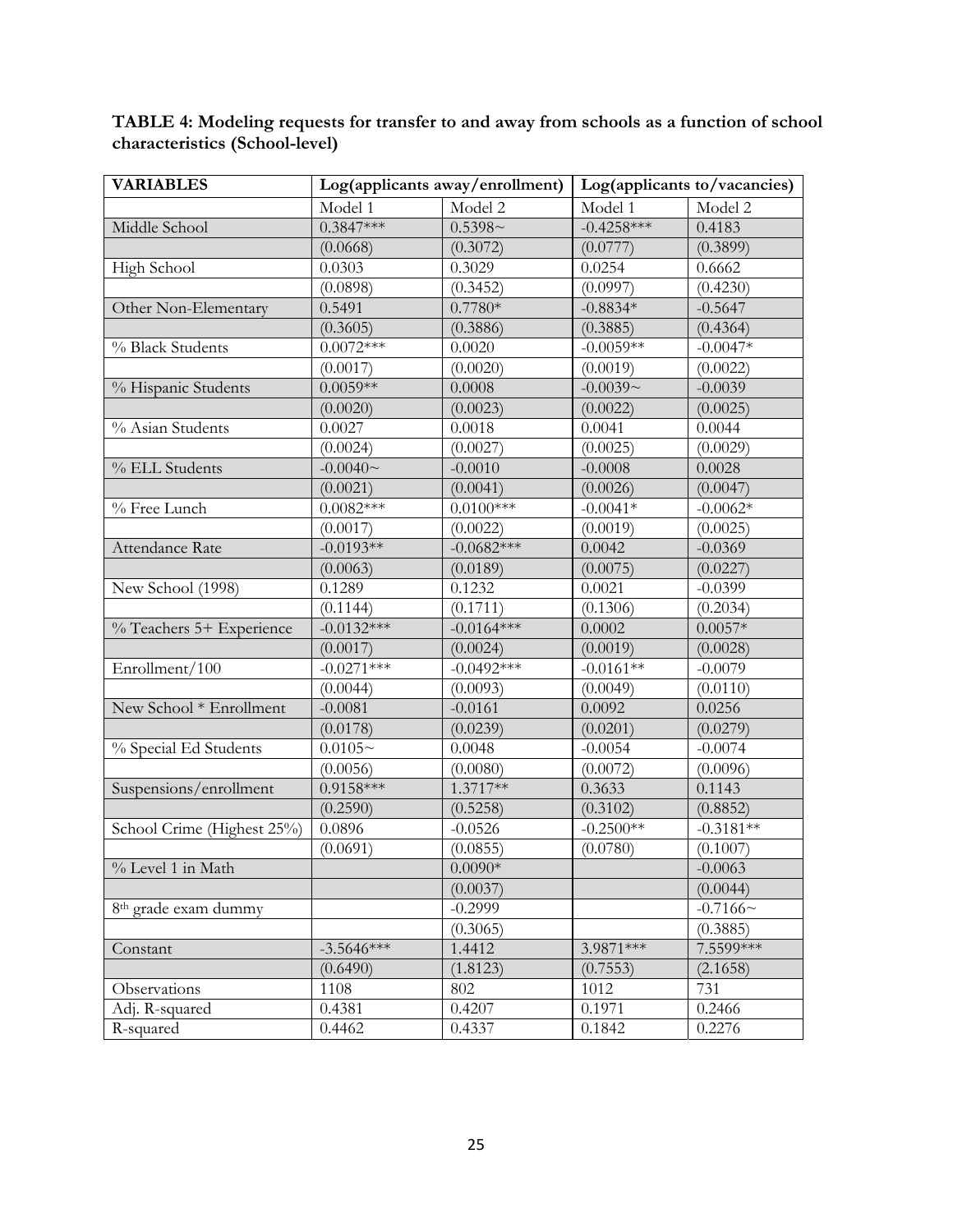**TABLE 4: Modeling requests for transfer to and away from schools as a function of school characteristics (School-level)**

| VARIABLES | Log(applicants away/enrollment) | | Log(applicants to/vacancies) | |
|---|---|---|---|---|
| | Model 1 | Model 2 | Model 1 | Model 2 |
| Middle School | 0.3847*** | 0.5398~ | -0.4258*** | 0.4183 |
| | (0.0668) | (0.3072) | (0.0777) | (0.3899) |
| High School | 0.0303 | 0.3029 | 0.0254 | 0.6662 |
| | (0.0898) | (0.3452) | (0.0997) | (0.4230) |
| Other Non-Elementary | 0.5491 | 0.7780* | -0.8834* | -0.5647 |
| | (0.3605) | (0.3886) | (0.3885) | (0.4364) |
| % Black Students | 0.0072*** | 0.0020 | -0.0059** | -0.0047* |
| | (0.0017) | (0.0020) | (0.0019) | (0.0022) |
| % Hispanic Students | 0.0059** | 0.0008 | -0.0039~ | -0.0039 |
| | (0.0020) | (0.0023) | (0.0022) | (0.0025) |
| % Asian Students | 0.0027 | 0.0018 | 0.0041 | 0.0044 |
| | (0.0024) | (0.0027) | (0.0025) | (0.0029) |
| % ELL Students | -0.0040~ | -0.0010 | -0.0008 | 0.0028 |
| | (0.0021) | (0.0041) | (0.0026) | (0.0047) |
| % Free Lunch | 0.0082*** | 0.0100*** | -0.0041* | -0.0062* |
| | (0.0017) | (0.0022) | (0.0019) | (0.0025) |
| Attendance Rate | -0.0193** | -0.0682*** | 0.0042 | -0.0369 |
| | (0.0063) | (0.0189) | (0.0075) | (0.0227) |
| New School (1998) | 0.1289 | 0.1232 | 0.0021 | -0.0399 |
| | (0.1144) | (0.1711) | (0.1306) | (0.2034) |
| % Teachers 5+ Experience | -0.0132*** | -0.0164*** | 0.0002 | 0.0057* |
| | (0.0017) | (0.0024) | (0.0019) | (0.0028) |
| Enrollment/100 | -0.0271*** | -0.0492*** | -0.0161** | -0.0079 |
| | (0.0044) | (0.0093) | (0.0049) | (0.0110) |
| New School * Enrollment | -0.0081 | -0.0161 | 0.0092 | 0.0256 |
| | (0.0178) | (0.0239) | (0.0201) | (0.0279) |
| % Special Ed Students | 0.0105~ | 0.0048 | -0.0054 | -0.0074 |
| | (0.0056) | (0.0080) | (0.0072) | (0.0096) |
| Suspensions/enrollment | 0.9158*** | 1.3717** | 0.3633 | 0.1143 |
| | (0.2590) | (0.5258) | (0.3102) | (0.8852) |
| School Crime (Highest 25%) | 0.0896 | -0.0526 | -0.2500** | -0.3181** |
| | (0.0691) | (0.0855) | (0.0780) | (0.1007) |
| % Level 1 in Math | | 0.0090* | | -0.0063 |
| | | (0.0037) | | (0.0044) |
| 8th grade exam dummy | | -0.2999 | | -0.7166~ |
| | | (0.3065) | | (0.3885) |
| Constant | -3.5646*** | 1.4412 | 3.9871*** | 7.5599*** |
| | (0.6490) | (1.8123) | (0.7553) | (2.1658) |
| Observations | 1108 | 802 | 1012 | 731 |
| Adj. R-squared | 0.4381 | 0.4207 | 0.1971 | 0.2466 |
| R-squared | 0.4462 | 0.4337 | 0.1842 | 0.2276 |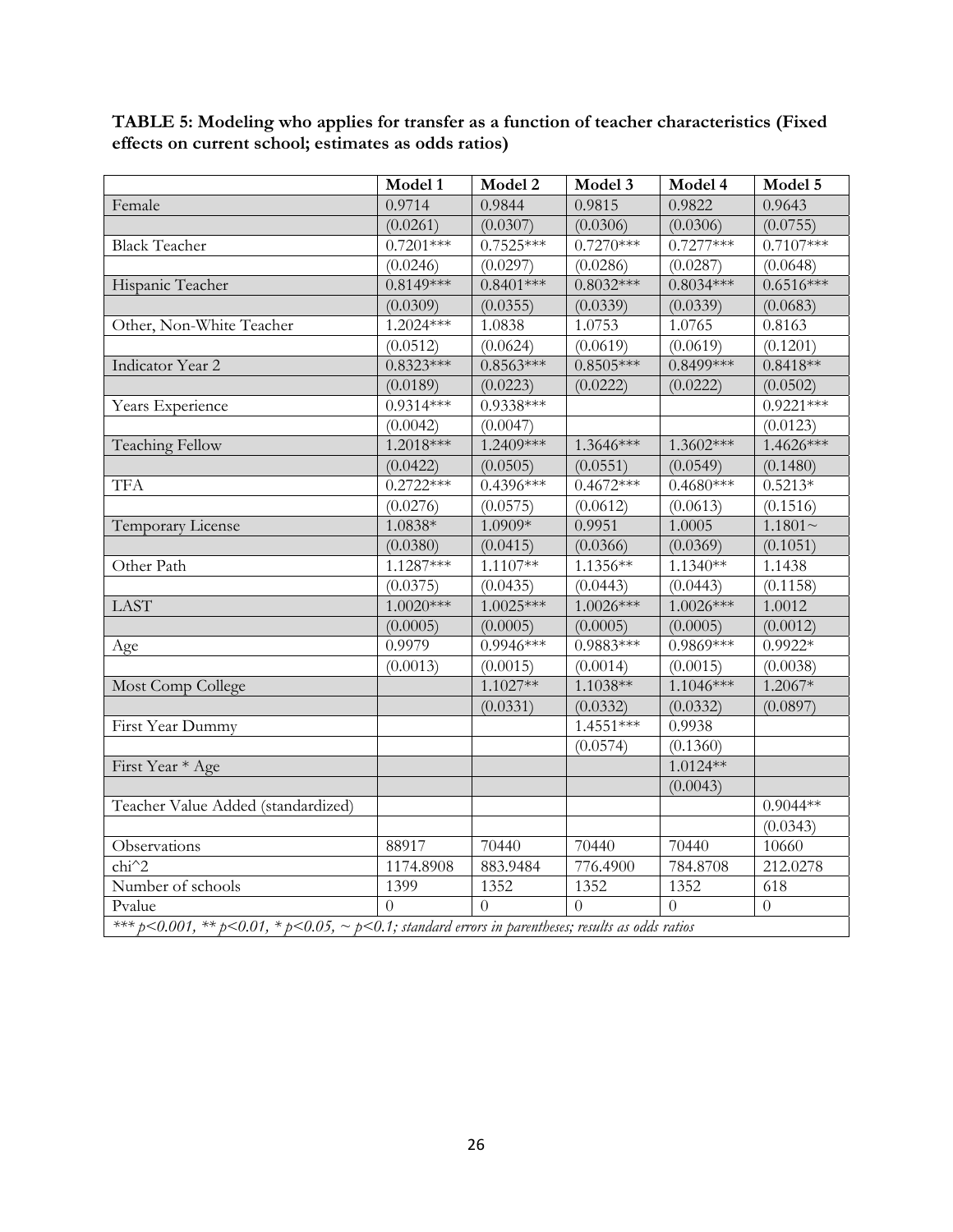**TABLE 5: Modeling who applies for transfer as a function of teacher characteristics (Fixed effects on current school; estimates as odds ratios)**

| | Model 1 | Model 2 | Model 3 | Model 4 | Model 5 |
|---|---|---|---|---|---|
| Female | 0.9714 | 0.9844 | 0.9815 | 0.9822 | 0.9643 |
| | (0.0261) | (0.0307) | (0.0306) | (0.0306) | (0.0755) |
| Black Teacher | 0.7201*** | 0.7525*** | 0.7270*** | 0.7277*** | 0.7107*** |
| | (0.0246) | (0.0297) | (0.0286) | (0.0287) | (0.0648) |
| Hispanic Teacher | 0.8149*** | 0.8401*** | 0.8032*** | 0.8034*** | 0.6516*** |
| | (0.0309) | (0.0355) | (0.0339) | (0.0339) | (0.0683) |
| Other, Non-White Teacher | 1.2024*** | 1.0838 | 1.0753 | 1.0765 | 0.8163 |
| | (0.0512) | (0.0624) | (0.0619) | (0.0619) | (0.1201) |
| Indicator Year 2 | 0.8323*** | 0.8563*** | 0.8505*** | 0.8499*** | 0.8418** |
| | (0.0189) | (0.0223) | (0.0222) | (0.0222) | (0.0502) |
| Years Experience | 0.9314*** | 0.9338*** | | | 0.9221*** |
| | (0.0042) | (0.0047) | | | (0.0123) |
| Teaching Fellow | 1.2018*** | 1.2409*** | 1.3646*** | 1.3602*** | 1.4626*** |
| | (0.0422) | (0.0505) | (0.0551) | (0.0549) | (0.1480) |
| TFA | 0.2722*** | 0.4396*** | 0.4672*** | 0.4680*** | 0.5213* |
| | (0.0276) | (0.0575) | (0.0612) | (0.0613) | (0.1516) |
| Temporary License | 1.0838* | 1.0909* | 0.9951 | 1.0005 | 1.1801~ |
| | (0.0380) | (0.0415) | (0.0366) | (0.0369) | (0.1051) |
| Other Path | 1.1287*** | 1.1107** | 1.1356** | 1.1340** | 1.1438 |
| | (0.0375) | (0.0435) | (0.0443) | (0.0443) | (0.1158) |
| LAST | 1.0020*** | 1.0025*** | 1.0026*** | 1.0026*** | 1.0012 |
| | (0.0005) | (0.0005) | (0.0005) | (0.0005) | (0.0012) |
| Age | 0.9979 | 0.9946*** | 0.9883*** | 0.9869*** | 0.9922* |
| | (0.0013) | (0.0015) | (0.0014) | (0.0015) | (0.0038) |
| Most Comp College | | 1.1027** | 1.1038** | 1.1046*** | 1.2067* |
| | | (0.0331) | (0.0332) | (0.0332) | (0.0897) |
| First Year Dummy | | | 1.4551*** | 0.9938 | |
| | | | (0.0574) | (0.1360) | |
| First Year * Age | | | | 1.0124** | |
| | | | | (0.0043) | |
| Teacher Value Added (standardized) | | | | | 0.9044** |
| | | | | | (0.0343) |
| Observations | 88917 | 70440 | 70440 | 70440 | 10660 |
| chi^2 | 1174.8908 | 883.9484 | 776.4900 | 784.8708 | 212.0278 |
| Number of schools | 1399 | 1352 | 1352 | 1352 | 618 |
| Pvalue | 0 | 0 | 0 | 0 | 0 |

*\*\*\* p<0.001, \*\* p<0.01, \* p<0.05, ~ p<0.1; standard errors in parentheses; results as odds ratios*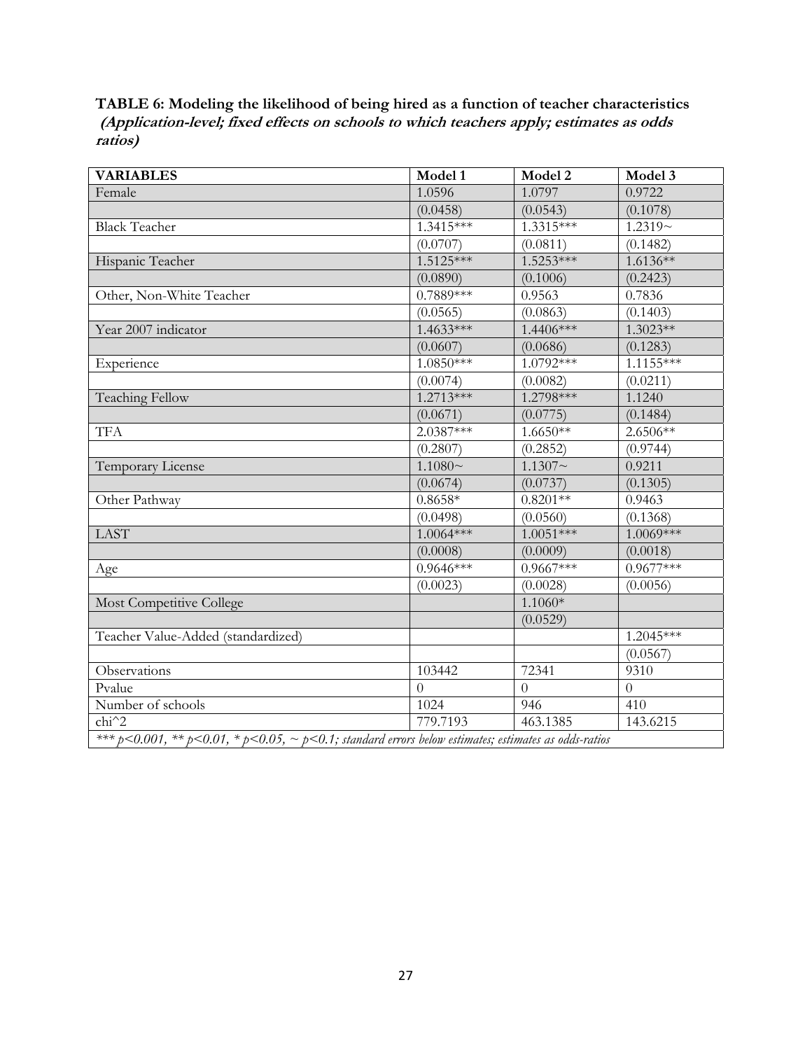**TABLE 6: Modeling the likelihood of being hired as a function of teacher characteristics**
***(Application-level; fixed effects on schools to which teachers apply; estimates as odds ratios)***

| VARIABLES | Model 1 | Model 2 | Model 3 |
|---|---|---|---|
| Female | 1.0596 | 1.0797 | 0.9722 |
| | (0.0458) | (0.0543) | (0.1078) |
| Black Teacher | 1.3415*** | 1.3315*** | 1.2319~ |
| | (0.0707) | (0.0811) | (0.1482) |
| Hispanic Teacher | 1.5125*** | 1.5253*** | 1.6136** |
| | (0.0890) | (0.1006) | (0.2423) |
| Other, Non-White Teacher | 0.7889*** | 0.9563 | 0.7836 |
| | (0.0565) | (0.0863) | (0.1403) |
| Year 2007 indicator | 1.4633*** | 1.4406*** | 1.3023** |
| | (0.0607) | (0.0686) | (0.1283) |
| Experience | 1.0850*** | 1.0792*** | 1.1155*** |
| | (0.0074) | (0.0082) | (0.0211) |
| Teaching Fellow | 1.2713*** | 1.2798*** | 1.1240 |
| | (0.0671) | (0.0775) | (0.1484) |
| TFA | 2.0387*** | 1.6650** | 2.6506** |
| | (0.2807) | (0.2852) | (0.9744) |
| Temporary License | 1.1080~ | 1.1307~ | 0.9211 |
| | (0.0674) | (0.0737) | (0.1305) |
| Other Pathway | 0.8658* | 0.8201** | 0.9463 |
| | (0.0498) | (0.0560) | (0.1368) |
| LAST | 1.0064*** | 1.0051*** | 1.0069*** |
| | (0.0008) | (0.0009) | (0.0018) |
| Age | 0.9646*** | 0.9667*** | 0.9677*** |
| | (0.0023) | (0.0028) | (0.0056) |
| Most Competitive College | | 1.1060* | |
| | | (0.0529) | |
| Teacher Value-Added (standardized) | | | 1.2045*** |
| | | | (0.0567) |
| Observations | 103442 | 72341 | 9310 |
| Pvalue | 0 | 0 | 0 |
| Number of schools | 1024 | 946 | 410 |
| chi^2 | 779.7193 | 463.1385 | 143.6215 |

*\*\*\* p<0.001, \*\* p<0.01, \* p<0.05, ~ p<0.1; standard errors below estimates; estimates as odds-ratios*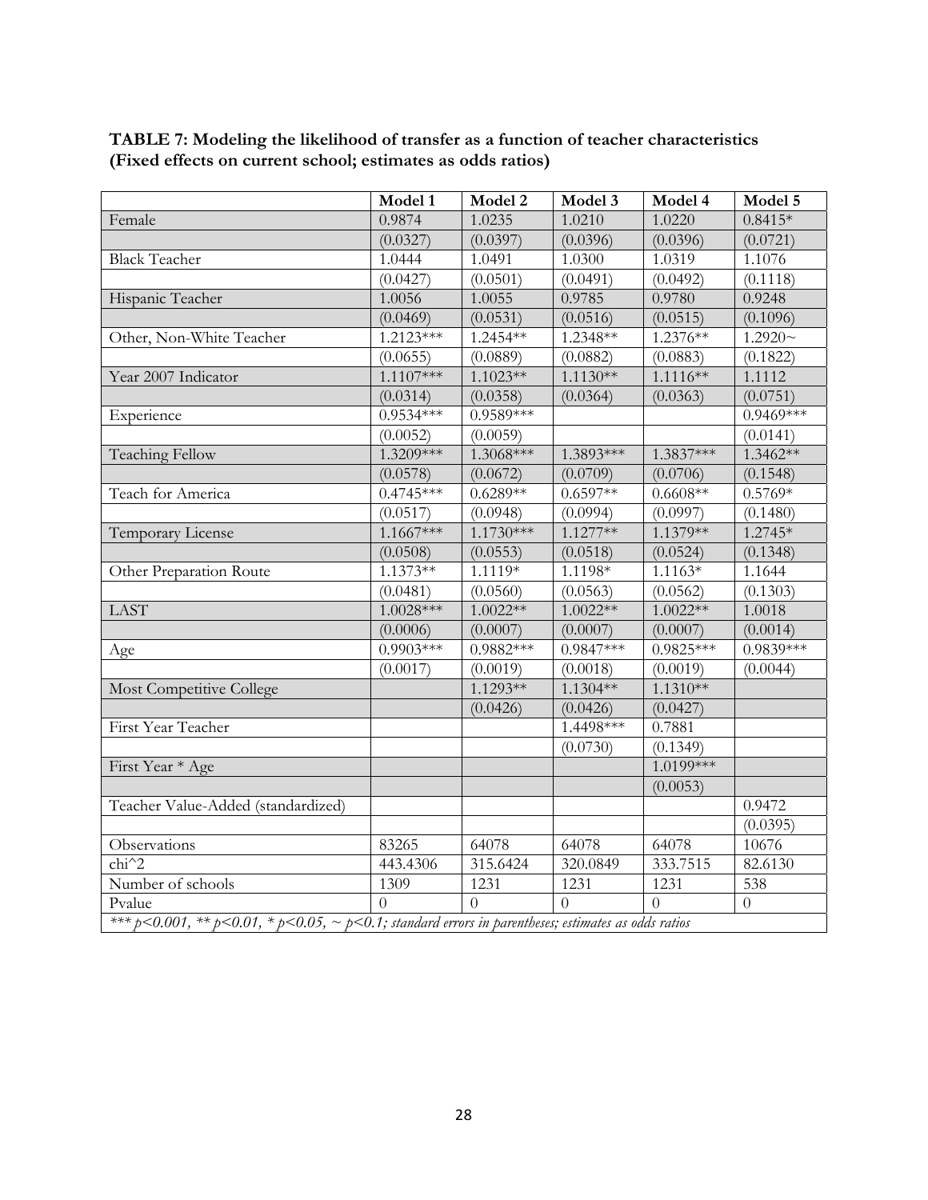**TABLE 7: Modeling the likelihood of transfer as a function of teacher characteristics (Fixed effects on current school; estimates as odds ratios)**

| | Model 1 | Model 2 | Model 3 | Model 4 | Model 5 |
|---|---|---|---|---|---|
| Female | 0.9874 | 1.0235 | 1.0210 | 1.0220 | 0.8415* |
| | (0.0327) | (0.0397) | (0.0396) | (0.0396) | (0.0721) |
| Black Teacher | 1.0444 | 1.0491 | 1.0300 | 1.0319 | 1.1076 |
| | (0.0427) | (0.0501) | (0.0491) | (0.0492) | (0.1118) |
| Hispanic Teacher | 1.0056 | 1.0055 | 0.9785 | 0.9780 | 0.9248 |
| | (0.0469) | (0.0531) | (0.0516) | (0.0515) | (0.1096) |
| Other, Non-White Teacher | 1.2123*** | 1.2454** | 1.2348** | 1.2376** | 1.2920~ |
| | (0.0655) | (0.0889) | (0.0882) | (0.0883) | (0.1822) |
| Year 2007 Indicator | 1.1107*** | 1.1023** | 1.1130** | 1.1116** | 1.1112 |
| | (0.0314) | (0.0358) | (0.0364) | (0.0363) | (0.0751) |
| Experience | 0.9534*** | 0.9589*** | | | 0.9469*** |
| | (0.0052) | (0.0059) | | | (0.0141) |
| Teaching Fellow | 1.3209*** | 1.3068*** | 1.3893*** | 1.3837*** | 1.3462** |
| | (0.0578) | (0.0672) | (0.0709) | (0.0706) | (0.1548) |
| Teach for America | 0.4745*** | 0.6289** | 0.6597** | 0.6608** | 0.5769* |
| | (0.0517) | (0.0948) | (0.0994) | (0.0997) | (0.1480) |
| Temporary License | 1.1667*** | 1.1730*** | 1.1277** | 1.1379** | 1.2745* |
| | (0.0508) | (0.0553) | (0.0518) | (0.0524) | (0.1348) |
| Other Preparation Route | 1.1373** | 1.1119* | 1.1198* | 1.1163* | 1.1644 |
| | (0.0481) | (0.0560) | (0.0563) | (0.0562) | (0.1303) |
| LAST | 1.0028*** | 1.0022** | 1.0022** | 1.0022** | 1.0018 |
| | (0.0006) | (0.0007) | (0.0007) | (0.0007) | (0.0014) |
| Age | 0.9903*** | 0.9882*** | 0.9847*** | 0.9825*** | 0.9839*** |
| | (0.0017) | (0.0019) | (0.0018) | (0.0019) | (0.0044) |
| Most Competitive College | | 1.1293** | 1.1304** | 1.1310** | |
| | | (0.0426) | (0.0426) | (0.0427) | |
| First Year Teacher | | | 1.4498*** | 0.7881 | |
| | | | (0.0730) | (0.1349) | |
| First Year * Age | | | | 1.0199*** | |
| | | | | (0.0053) | |
| Teacher Value-Added (standardized) | | | | | 0.9472 |
| | | | | | (0.0395) |
| Observations | 83265 | 64078 | 64078 | 64078 | 10676 |
| chi^2 | 443.4306 | 315.6424 | 320.0849 | 333.7515 | 82.6130 |
| Number of schools | 1309 | 1231 | 1231 | 1231 | 538 |
| Pvalue | 0 | 0 | 0 | 0 | 0 |

*\*\*\* $p<0.001$, \*\* $p<0.01$, \* $p<0.05$, ~ $p<0.1$; standard errors in parentheses; estimates as odds ratios*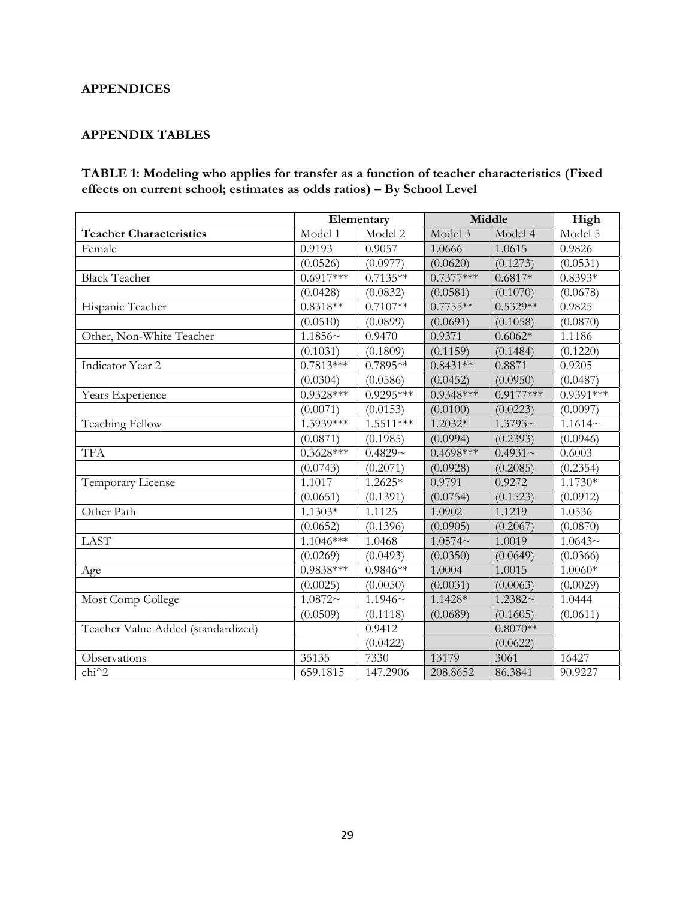## APPENDICES

### APPENDIX TABLES

**TABLE 1: Modeling who applies for transfer as a function of teacher characteristics (Fixed effects on current school; estimates as odds ratios) – By School Level**

| | Elementary | | Middle | | High |
|---|---|---|---|---|---|
| **Teacher Characteristics** | Model 1 | Model 2 | Model 3 | Model 4 | Model 5 |
| Female | 0.9193 | 0.9057 | 1.0666 | 1.0615 | 0.9826 |
| | (0.0526) | (0.0977) | (0.0620) | (0.1273) | (0.0531) |
| Black Teacher | 0.6917*** | 0.7135** | 0.7377*** | 0.6817* | 0.8393* |
| | (0.0428) | (0.0832) | (0.0581) | (0.1070) | (0.0678) |
| Hispanic Teacher | 0.8318** | 0.7107** | 0.7755** | 0.5329** | 0.9825 |
| | (0.0510) | (0.0899) | (0.0691) | (0.1058) | (0.0870) |
| Other, Non-White Teacher | 1.1856~ | 0.9470 | 0.9371 | 0.6062* | 1.1186 |
| | (0.1031) | (0.1809) | (0.1159) | (0.1484) | (0.1220) |
| Indicator Year 2 | 0.7813*** | 0.7895** | 0.8431** | 0.8871 | 0.9205 |
| | (0.0304) | (0.0586) | (0.0452) | (0.0950) | (0.0487) |
| Years Experience | 0.9328*** | 0.9295*** | 0.9348*** | 0.9177*** | 0.9391*** |
| | (0.0071) | (0.0153) | (0.0100) | (0.0223) | (0.0097) |
| Teaching Fellow | 1.3939*** | 1.5511*** | 1.2032* | 1.3793~ | 1.1614~ |
| | (0.0871) | (0.1985) | (0.0994) | (0.2393) | (0.0946) |
| TFA | 0.3628*** | 0.4829~ | 0.4698*** | 0.4931~ | 0.6003 |
| | (0.0743) | (0.2071) | (0.0928) | (0.2085) | (0.2354) |
| Temporary License | 1.1017 | 1.2625* | 0.9791 | 0.9272 | 1.1730* |
| | (0.0651) | (0.1391) | (0.0754) | (0.1523) | (0.0912) |
| Other Path | 1.1303* | 1.1125 | 1.0902 | 1.1219 | 1.0536 |
| | (0.0652) | (0.1396) | (0.0905) | (0.2067) | (0.0870) |
| LAST | 1.1046*** | 1.0468 | 1.0574~ | 1.0019 | 1.0643~ |
| | (0.0269) | (0.0493) | (0.0350) | (0.0649) | (0.0366) |
| Age | 0.9838*** | 0.9846** | 1.0004 | 1.0015 | 1.0060* |
| | (0.0025) | (0.0050) | (0.0031) | (0.0063) | (0.0029) |
| Most Comp College | 1.0872~ | 1.1946~ | 1.1428* | 1.2382~ | 1.0444 |
| | (0.0509) | (0.1118) | (0.0689) | (0.1605) | (0.0611) |
| Teacher Value Added (standardized) | | 0.9412 | | 0.8070** | |
| | | (0.0422) | | (0.0622) | |
| Observations | 35135 | 7330 | 13179 | 3061 | 16427 |
| chi^2 | 659.1815 | 147.2906 | 208.8652 | 86.3841 | 90.9227 |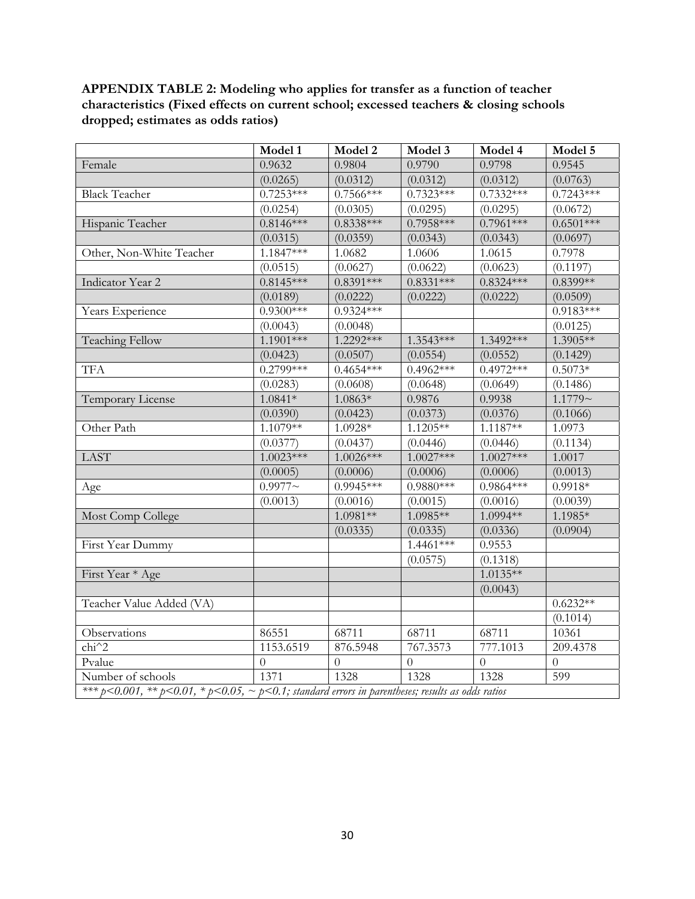**APPENDIX TABLE 2: Modeling who applies for transfer as a function of teacher characteristics (Fixed effects on current school; excessed teachers & closing schools dropped; estimates as odds ratios)**

| | Model 1 | Model 2 | Model 3 | Model 4 | Model 5 |
|---|---|---|---|---|---|
| Female | 0.9632 | 0.9804 | 0.9790 | 0.9798 | 0.9545 |
| | (0.0265) | (0.0312) | (0.0312) | (0.0312) | (0.0763) |
| Black Teacher | 0.7253*** | 0.7566*** | 0.7323*** | 0.7332*** | 0.7243*** |
| | (0.0254) | (0.0305) | (0.0295) | (0.0295) | (0.0672) |
| Hispanic Teacher | 0.8146*** | 0.8338*** | 0.7958*** | 0.7961*** | 0.6501*** |
| | (0.0315) | (0.0359) | (0.0343) | (0.0343) | (0.0697) |
| Other, Non-White Teacher | 1.1847*** | 1.0682 | 1.0606 | 1.0615 | 0.7978 |
| | (0.0515) | (0.0627) | (0.0622) | (0.0623) | (0.1197) |
| Indicator Year 2 | 0.8145*** | 0.8391*** | 0.8331*** | 0.8324*** | 0.8399** |
| | (0.0189) | (0.0222) | (0.0222) | (0.0222) | (0.0509) |
| Years Experience | 0.9300*** | 0.9324*** | | | 0.9183*** |
| | (0.0043) | (0.0048) | | | (0.0125) |
| Teaching Fellow | 1.1901*** | 1.2292*** | 1.3543*** | 1.3492*** | 1.3905** |
| | (0.0423) | (0.0507) | (0.0554) | (0.0552) | (0.1429) |
| TFA | 0.2799*** | 0.4654*** | 0.4962*** | 0.4972*** | 0.5073* |
| | (0.0283) | (0.0608) | (0.0648) | (0.0649) | (0.1486) |
| Temporary License | 1.0841* | 1.0863* | 0.9876 | 0.9938 | 1.1779~ |
| | (0.0390) | (0.0423) | (0.0373) | (0.0376) | (0.1066) |
| Other Path | 1.1079** | 1.0928* | 1.1205** | 1.1187** | 1.0973 |
| | (0.0377) | (0.0437) | (0.0446) | (0.0446) | (0.1134) |
| LAST | 1.0023*** | 1.0026*** | 1.0027*** | 1.0027*** | 1.0017 |
| | (0.0005) | (0.0006) | (0.0006) | (0.0006) | (0.0013) |
| Age | 0.9977~ | 0.9945*** | 0.9880*** | 0.9864*** | 0.9918* |
| | (0.0013) | (0.0016) | (0.0015) | (0.0016) | (0.0039) |
| Most Comp College | | 1.0981** | 1.0985** | 1.0994** | 1.1985* |
| | | (0.0335) | (0.0335) | (0.0336) | (0.0904) |
| First Year Dummy | | | 1.4461*** | 0.9553 | |
| | | | (0.0575) | (0.1318) | |
| First Year * Age | | | | 1.0135** | |
| | | | | (0.0043) | |
| Teacher Value Added (VA) | | | | | 0.6232** |
| | | | | | (0.1014) |
| Observations | 86551 | 68711 | 68711 | 68711 | 10361 |
| chi^2 | 1153.6519 | 876.5948 | 767.3573 | 777.1013 | 209.4378 |
| Pvalue | 0 | 0 | 0 | 0 | 0 |
| Number of schools | 1371 | 1328 | 1328 | 1328 | 599 |

*\*\*\* p<0.001, \*\* p<0.01, \* p<0.05, ~ p<0.1; standard errors in parentheses; results as odds ratios*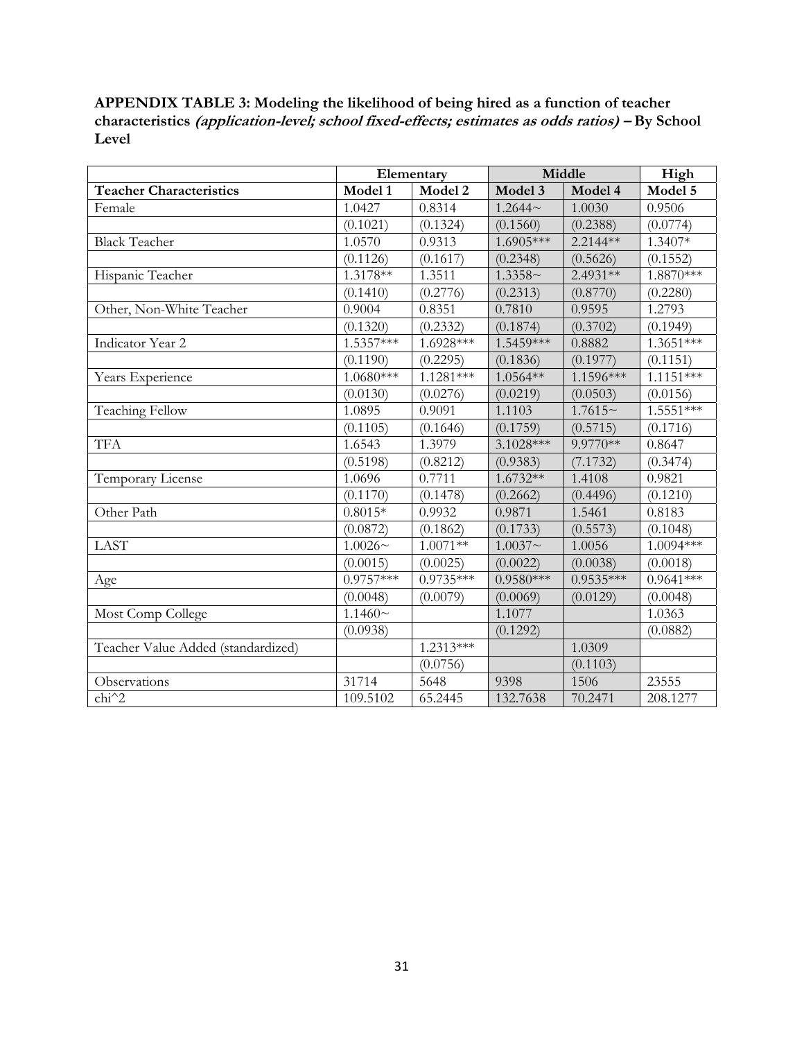**APPENDIX TABLE 3: Modeling the likelihood of being hired as a function of teacher characteristics *(application-level; school fixed-effects; estimates as odds ratios)* – By School Level**

| | Elementary | | Middle | | High |
|---|---|---|---|---|---|
| **Teacher Characteristics** | **Model 1** | **Model 2** | **Model 3** | **Model 4** | **Model 5** |
| Female | 1.0427 | 0.8314 | 1.2644~ | 1.0030 | 0.9506 |
| | (0.1021) | (0.1324) | (0.1560) | (0.2388) | (0.0774) |
| Black Teacher | 1.0570 | 0.9313 | 1.6905*** | 2.2144** | 1.3407* |
| | (0.1126) | (0.1617) | (0.2348) | (0.5626) | (0.1552) |
| Hispanic Teacher | 1.3178** | 1.3511 | 1.3358~ | 2.4931** | 1.8870*** |
| | (0.1410) | (0.2776) | (0.2313) | (0.8770) | (0.2280) |
| Other, Non-White Teacher | 0.9004 | 0.8351 | 0.7810 | 0.9595 | 1.2793 |
| | (0.1320) | (0.2332) | (0.1874) | (0.3702) | (0.1949) |
| Indicator Year 2 | 1.5357*** | 1.6928*** | 1.5459*** | 0.8882 | 1.3651*** |
| | (0.1190) | (0.2295) | (0.1836) | (0.1977) | (0.1151) |
| Years Experience | 1.0680*** | 1.1281*** | 1.0564** | 1.1596*** | 1.1151*** |
| | (0.0130) | (0.0276) | (0.0219) | (0.0503) | (0.0156) |
| Teaching Fellow | 1.0895 | 0.9091 | 1.1103 | 1.7615~ | 1.5551*** |
| | (0.1105) | (0.1646) | (0.1759) | (0.5715) | (0.1716) |
| TFA | 1.6543 | 1.3979 | 3.1028*** | 9.9770** | 0.8647 |
| | (0.5198) | (0.8212) | (0.9383) | (7.1732) | (0.3474) |
| Temporary License | 1.0696 | 0.7711 | 1.6732** | 1.4108 | 0.9821 |
| | (0.1170) | (0.1478) | (0.2662) | (0.4496) | (0.1210) |
| Other Path | 0.8015* | 0.9932 | 0.9871 | 1.5461 | 0.8183 |
| | (0.0872) | (0.1862) | (0.1733) | (0.5573) | (0.1048) |
| LAST | 1.0026~ | 1.0071** | 1.0037~ | 1.0056 | 1.0094*** |
| | (0.0015) | (0.0025) | (0.0022) | (0.0038) | (0.0018) |
| Age | 0.9757*** | 0.9735*** | 0.9580*** | 0.9535*** | 0.9641*** |
| | (0.0048) | (0.0079) | (0.0069) | (0.0129) | (0.0048) |
| Most Comp College | 1.1460~ | | 1.1077 | | 1.0363 |
| | (0.0938) | | (0.1292) | | (0.0882) |
| Teacher Value Added (standardized) | | 1.2313*** | | 1.0309 | |
| | | (0.0756) | | (0.1103) | |
| Observations | 31714 | 5648 | 9398 | 1506 | 23555 |
| chi^2 | 109.5102 | 65.2445 | 132.7638 | 70.2471 | 208.1277 |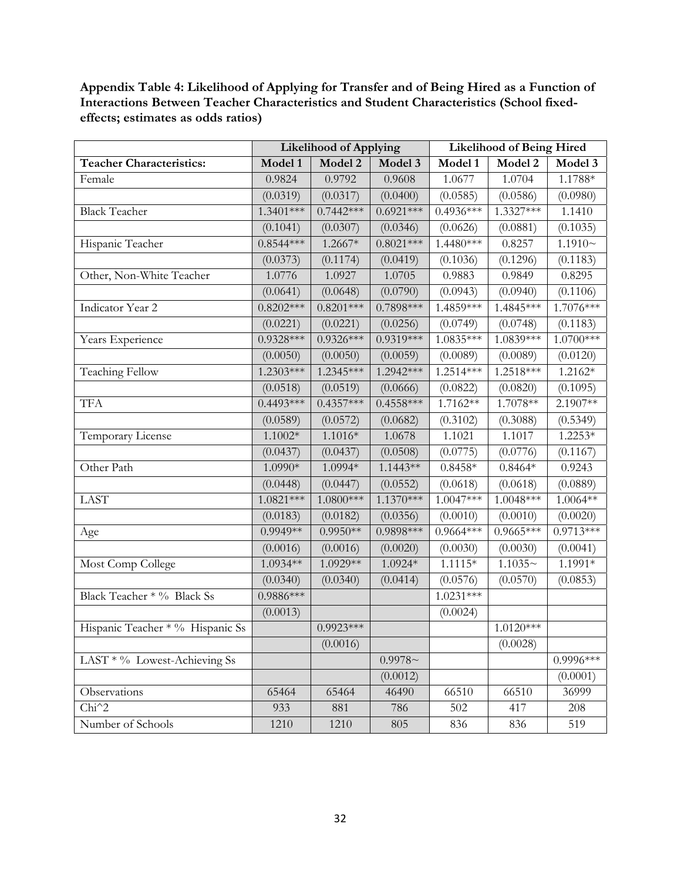**Appendix Table 4: Likelihood of Applying for Transfer and of Being Hired as a Function of Interactions Between Teacher Characteristics and Student Characteristics (School fixed-effects; estimates as odds ratios)**

| | Likelihood of Applying | | | Likelihood of Being Hired | | |
|---|---|---|---|---|---|---|
| **Teacher Characteristics:** | **Model 1** | **Model 2** | **Model 3** | **Model 1** | **Model 2** | **Model 3** |
| Female | 0.9824 | 0.9792 | 0.9608 | 1.0677 | 1.0704 | 1.1788* |
| | (0.0319) | (0.0317) | (0.0400) | (0.0585) | (0.0586) | (0.0980) |
| Black Teacher | 1.3401*** | 0.7442*** | 0.6921*** | 0.4936*** | 1.3327*** | 1.1410 |
| | (0.1041) | (0.0307) | (0.0346) | (0.0626) | (0.0881) | (0.1035) |
| Hispanic Teacher | 0.8544*** | 1.2667* | 0.8021*** | 1.4480*** | 0.8257 | 1.1910~ |
| | (0.0373) | (0.1174) | (0.0419) | (0.1036) | (0.1296) | (0.1183) |
| Other, Non-White Teacher | 1.0776 | 1.0927 | 1.0705 | 0.9883 | 0.9849 | 0.8295 |
| | (0.0641) | (0.0648) | (0.0790) | (0.0943) | (0.0940) | (0.1106) |
| Indicator Year 2 | 0.8202*** | 0.8201*** | 0.7898*** | 1.4859*** | 1.4845*** | 1.7076*** |
| | (0.0221) | (0.0221) | (0.0256) | (0.0749) | (0.0748) | (0.1183) |
| Years Experience | 0.9328*** | 0.9326*** | 0.9319*** | 1.0835*** | 1.0839*** | 1.0700*** |
| | (0.0050) | (0.0050) | (0.0059) | (0.0089) | (0.0089) | (0.0120) |
| Teaching Fellow | 1.2303*** | 1.2345*** | 1.2942*** | 1.2514*** | 1.2518*** | 1.2162* |
| | (0.0518) | (0.0519) | (0.0666) | (0.0822) | (0.0820) | (0.1095) |
| TFA | 0.4493*** | 0.4357*** | 0.4558*** | 1.7162** | 1.7078** | 2.1907** |
| | (0.0589) | (0.0572) | (0.0682) | (0.3102) | (0.3088) | (0.5349) |
| Temporary License | 1.1002* | 1.1016* | 1.0678 | 1.1021 | 1.1017 | 1.2253* |
| | (0.0437) | (0.0437) | (0.0508) | (0.0775) | (0.0776) | (0.1167) |
| Other Path | 1.0990* | 1.0994* | 1.1443** | 0.8458* | 0.8464* | 0.9243 |
| | (0.0448) | (0.0447) | (0.0552) | (0.0618) | (0.0618) | (0.0889) |
| LAST | 1.0821*** | 1.0800*** | 1.1370*** | 1.0047*** | 1.0048*** | 1.0064** |
| | (0.0183) | (0.0182) | (0.0356) | (0.0010) | (0.0010) | (0.0020) |
| Age | 0.9949** | 0.9950** | 0.9898*** | 0.9664*** | 0.9665*** | 0.9713*** |
| | (0.0016) | (0.0016) | (0.0020) | (0.0030) | (0.0030) | (0.0041) |
| Most Comp College | 1.0934** | 1.0929** | 1.0924* | 1.1115* | 1.1035~ | 1.1991* |
| | (0.0340) | (0.0340) | (0.0414) | (0.0576) | (0.0570) | (0.0853) |
| Black Teacher * % Black Ss | 0.9886*** | | | 1.0231*** | | |
| | (0.0013) | | | (0.0024) | | |
| Hispanic Teacher * % Hispanic Ss | | 0.9923*** | | | 1.0120*** | |
| | | (0.0016) | | | (0.0028) | |
| LAST * % Lowest-Achieving Ss | | | 0.9978~ | | | 0.9996*** |
| | | | (0.0012) | | | (0.0001) |
| Observations | 65464 | 65464 | 46490 | 66510 | 66510 | 36999 |
| Chi^2 | 933 | 881 | 786 | 502 | 417 | 208 |
| Number of Schools | 1210 | 1210 | 805 | 836 | 836 | 519 |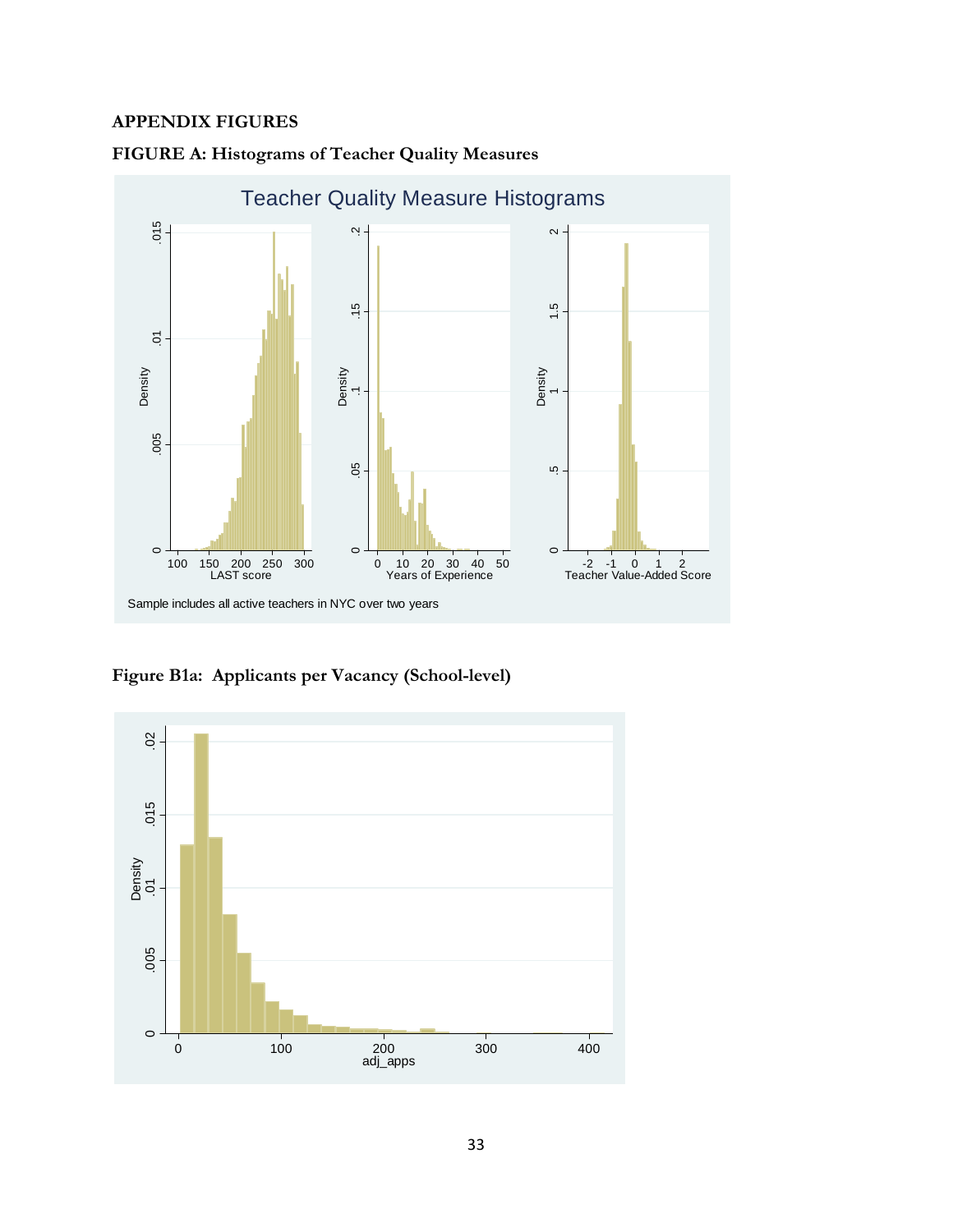## APPENDIX FIGURES

**FIGURE A: Histograms of Teacher Quality Measures**

**Figure B1a: Applicants per Vacancy (School-level)**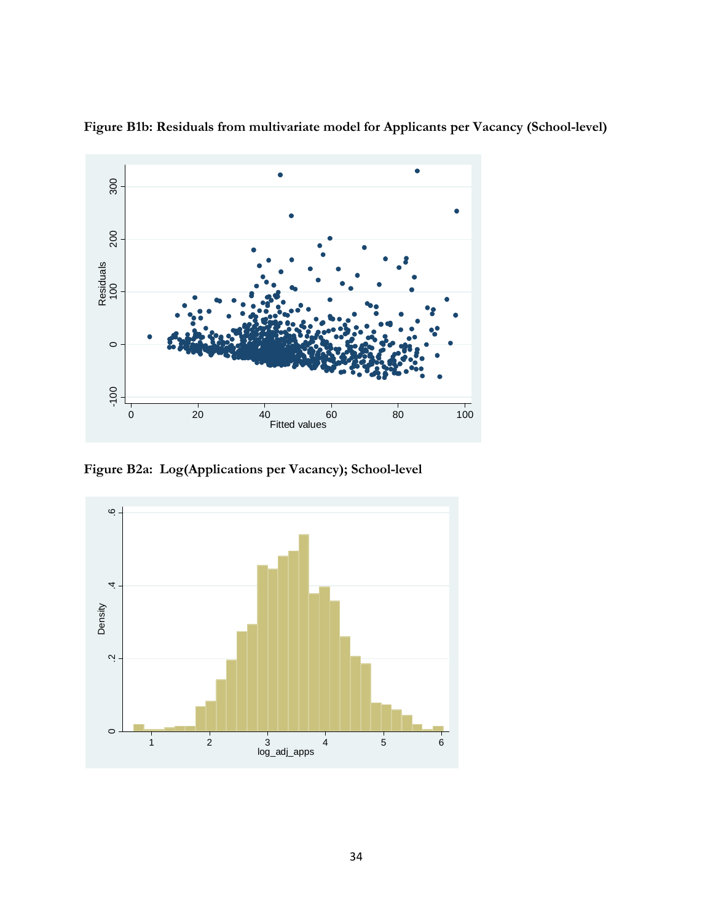**Figure B1b: Residuals from multivariate model for Applicants per Vacancy (School-level)**

**Figure B2a: Log(Applications per Vacancy); School-level**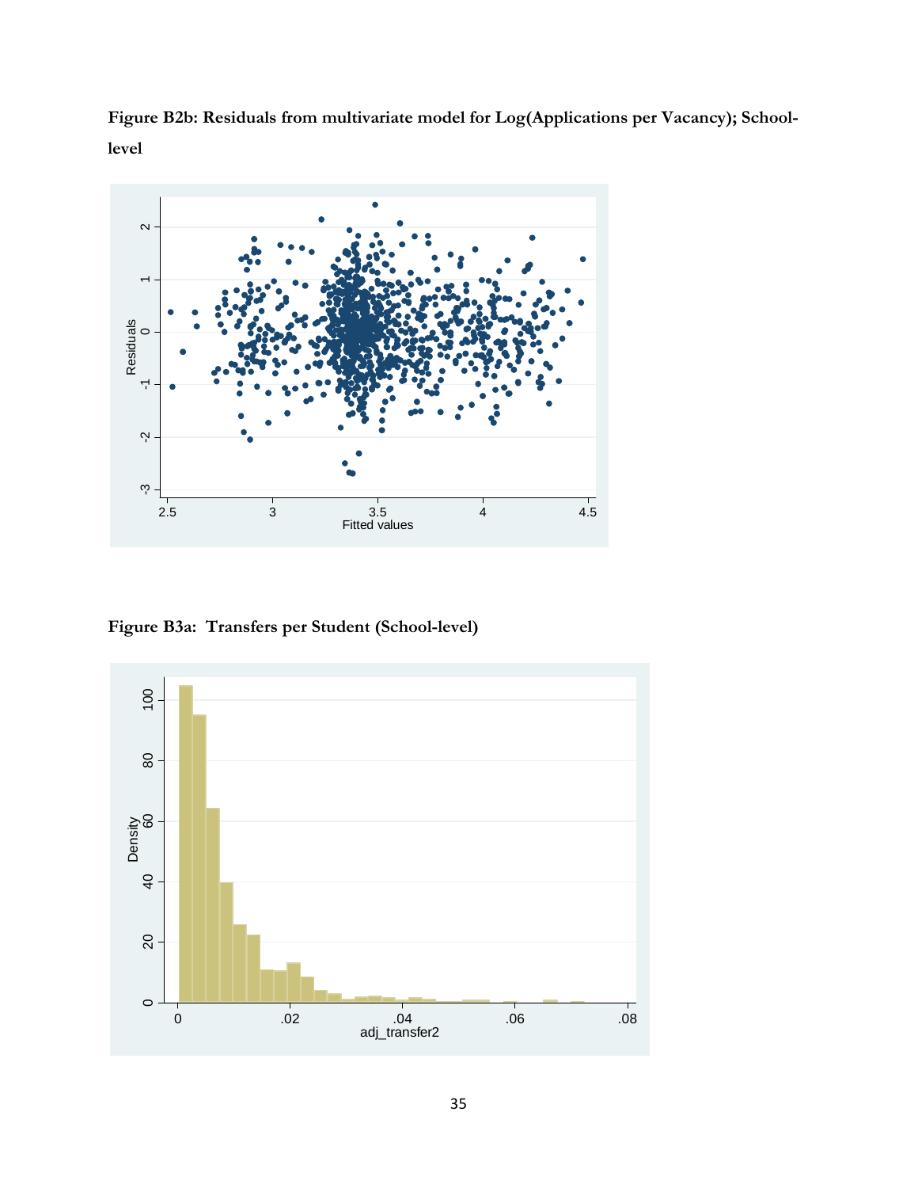**Figure B2b: Residuals from multivariate model for Log(Applications per Vacancy); School-level**

**Figure B3a: Transfers per Student (School-level)**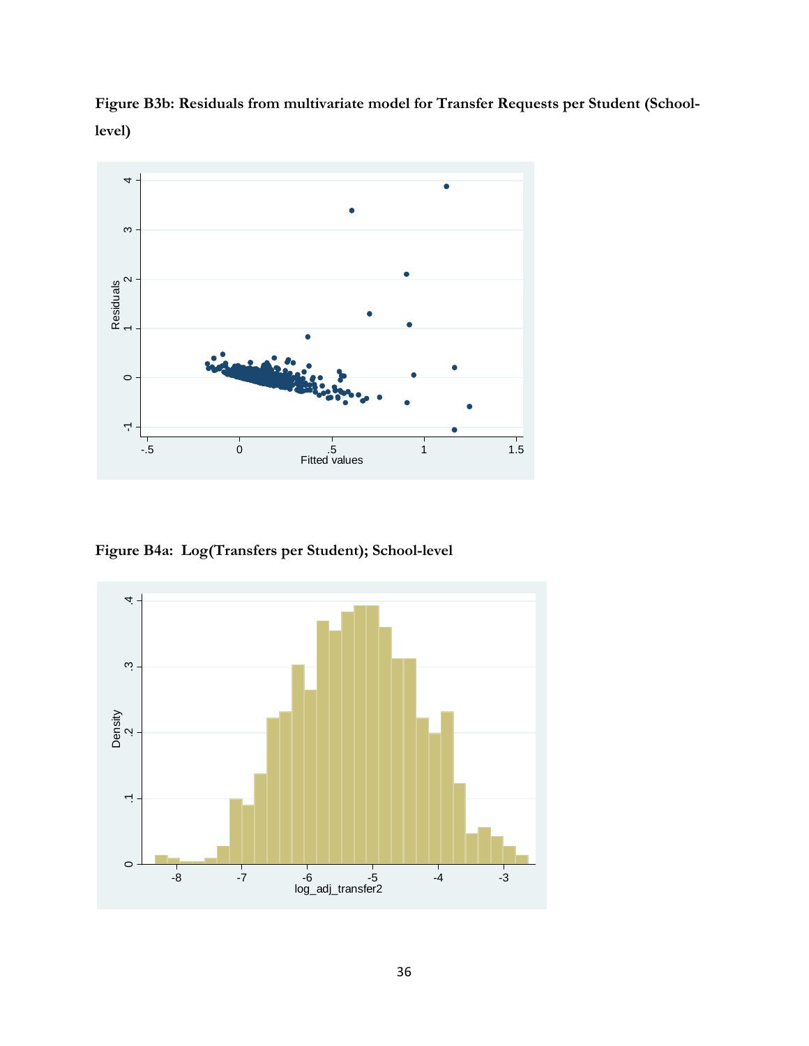**Figure B3b: Residuals from multivariate model for Transfer Requests per Student (School-level)**

**Figure B4a: Log(Transfers per Student); School-level**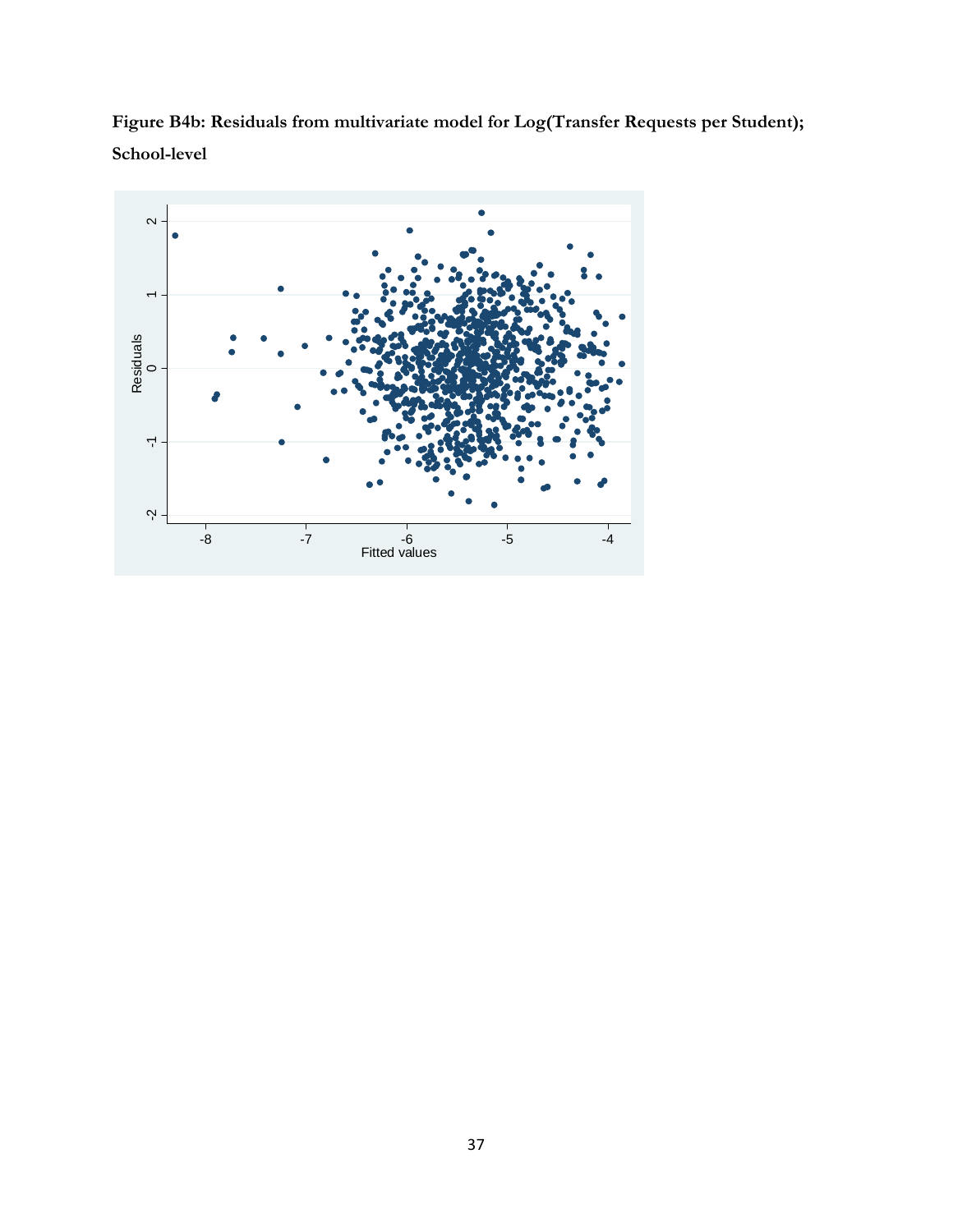**Figure B4b: Residuals from multivariate model for Log(Transfer Requests per Student); School-level**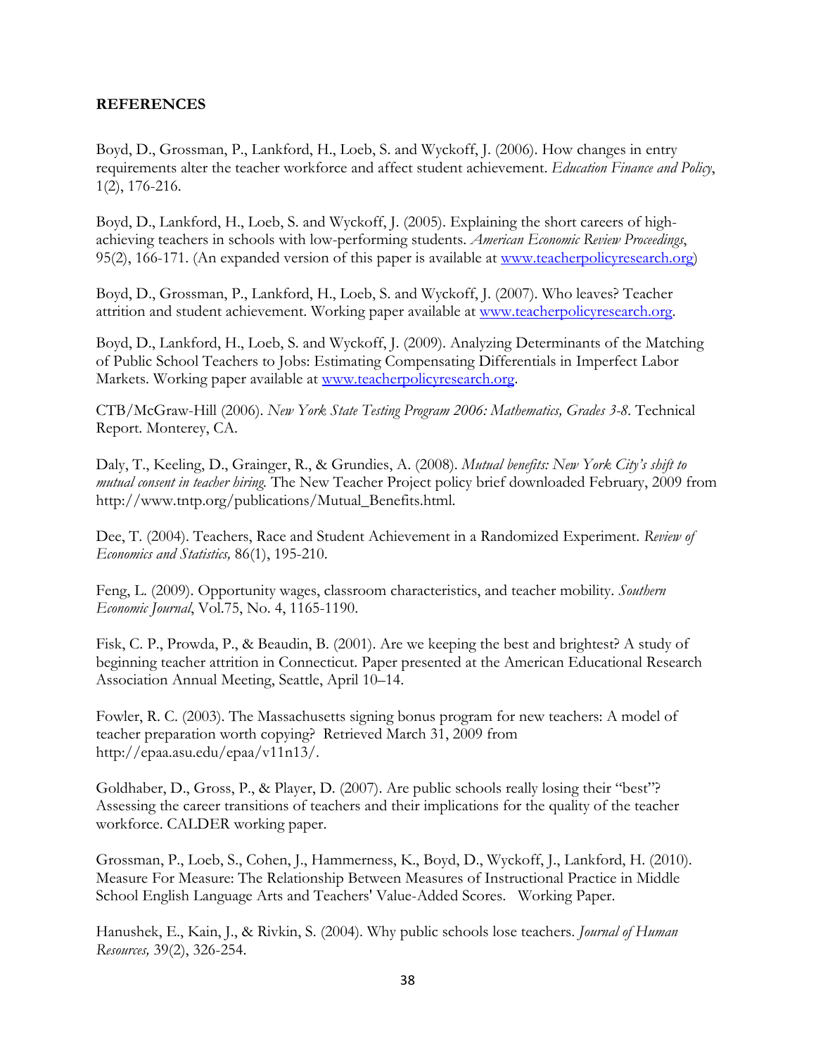**REFERENCES**

Boyd, D., Grossman, P., Lankford, H., Loeb, S. and Wyckoff, J. (2006). How changes in entry requirements alter the teacher workforce and affect student achievement. *Education Finance and Policy*, 1(2), 176-216.

Boyd, D., Lankford, H., Loeb, S. and Wyckoff, J. (2005). Explaining the short careers of high-achieving teachers in schools with low-performing students. *American Economic Review Proceedings*, 95(2), 166-171. (An expanded version of this paper is available at [www.teacherpolicyresearch.org](www.teacherpolicyresearch.org))

Boyd, D., Grossman, P., Lankford, H., Loeb, S. and Wyckoff, J. (2007). Who leaves? Teacher attrition and student achievement. Working paper available at [www.teacherpolicyresearch.org](www.teacherpolicyresearch.org).

Boyd, D., Lankford, H., Loeb, S. and Wyckoff, J. (2009). Analyzing Determinants of the Matching of Public School Teachers to Jobs: Estimating Compensating Differentials in Imperfect Labor Markets. Working paper available at [www.teacherpolicyresearch.org](www.teacherpolicyresearch.org).

CTB/McGraw-Hill (2006). *New York State Testing Program 2006: Mathematics, Grades 3-8*. Technical Report. Monterey, CA.

Daly, T., Keeling, D., Grainger, R., & Grundies, A. (2008). *Mutual benefits: New York City's shift to mutual consent in teacher hiring.* The New Teacher Project policy brief downloaded February, 2009 from http://www.tntp.org/publications/Mutual_Benefits.html.

Dee, T. (2004). Teachers, Race and Student Achievement in a Randomized Experiment. *Review of Economics and Statistics,* 86(1), 195-210.

Feng, L. (2009). Opportunity wages, classroom characteristics, and teacher mobility. *Southern Economic Journal*, Vol.75, No. 4, 1165-1190.

Fisk, C. P., Prowda, P., & Beaudin, B. (2001). Are we keeping the best and brightest? A study of beginning teacher attrition in Connecticut. Paper presented at the American Educational Research Association Annual Meeting, Seattle, April 10–14.

Fowler, R. C. (2003). The Massachusetts signing bonus program for new teachers: A model of teacher preparation worth copying? Retrieved March 31, 2009 from http://epaa.asu.edu/epaa/v11n13/.

Goldhaber, D., Gross, P., & Player, D. (2007). Are public schools really losing their "best"? Assessing the career transitions of teachers and their implications for the quality of the teacher workforce. CALDER working paper.

Grossman, P., Loeb, S., Cohen, J., Hammerness, K., Boyd, D., Wyckoff, J., Lankford, H. (2010). Measure For Measure: The Relationship Between Measures of Instructional Practice in Middle School English Language Arts and Teachers' Value-Added Scores. Working Paper.

Hanushek, E., Kain, J., & Rivkin, S. (2004). Why public schools lose teachers. *Journal of Human Resources,* 39(2), 326-254.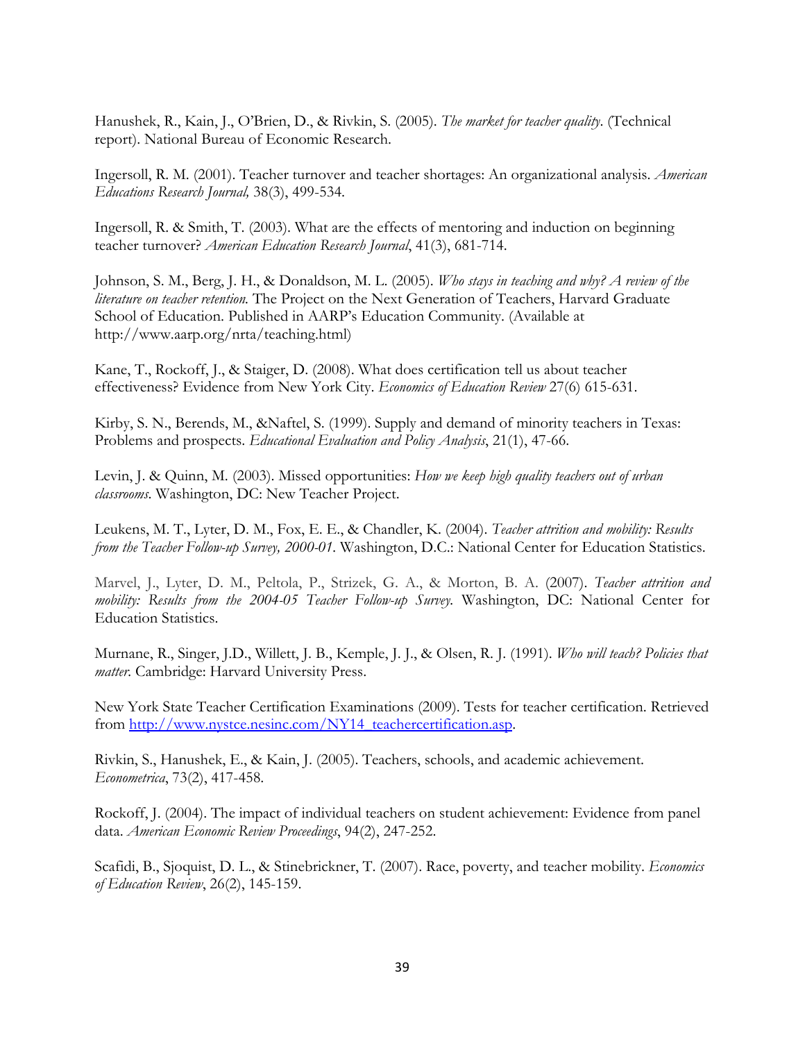Hanushek, R., Kain, J., O'Brien, D., & Rivkin, S. (2005). *The market for teacher quality.* (Technical report). National Bureau of Economic Research.

Ingersoll, R. M. (2001). Teacher turnover and teacher shortages: An organizational analysis. *American Educations Research Journal,* 38(3), 499-534.

Ingersoll, R. & Smith, T. (2003). What are the effects of mentoring and induction on beginning teacher turnover? *American Education Research Journal*, 41(3), 681-714.

Johnson, S. M., Berg, J. H., & Donaldson, M. L. (2005). *Who stays in teaching and why? A review of the literature on teacher retention.* The Project on the Next Generation of Teachers, Harvard Graduate School of Education. Published in AARP's Education Community. (Available at http://www.aarp.org/nrta/teaching.html)

Kane, T., Rockoff, J., & Staiger, D. (2008). What does certification tell us about teacher effectiveness? Evidence from New York City. *Economics of Education Review* 27(6) 615-631.

Kirby, S. N., Berends, M., &Naftel, S. (1999). Supply and demand of minority teachers in Texas: Problems and prospects. *Educational Evaluation and Policy Analysis*, 21(1), 47-66.

Levin, J. & Quinn, M. (2003). Missed opportunities: *How we keep high quality teachers out of urban classrooms.* Washington, DC: New Teacher Project.

Leukens, M. T., Lyter, D. M., Fox, E. E., & Chandler, K. (2004). *Teacher attrition and mobility: Results from the Teacher Follow-up Survey, 2000-01.* Washington, D.C.: National Center for Education Statistics.

Marvel, J., Lyter, D. M., Peltola, P., Strizek, G. A., & Morton, B. A. (2007). *Teacher attrition and mobility: Results from the 2004-05 Teacher Follow-up Survey.* Washington, DC: National Center for Education Statistics.

Murnane, R., Singer, J.D., Willett, J. B., Kemple, J. J., & Olsen, R. J. (1991). *Who will teach? Policies that matter.* Cambridge: Harvard University Press.

New York State Teacher Certification Examinations (2009). Tests for teacher certification. Retrieved from [http://www.nystce.nesinc.com/NY14_teachercertification.asp](http://www.nystce.nesinc.com/NY14_teachercertification.asp).

Rivkin, S., Hanushek, E., & Kain, J. (2005). Teachers, schools, and academic achievement. *Econometrica*, 73(2), 417-458.

Rockoff, J. (2004). The impact of individual teachers on student achievement: Evidence from panel data. *American Economic Review Proceedings*, 94(2), 247-252.

Scafidi, B., Sjoquist, D. L., & Stinebrickner, T. (2007). Race, poverty, and teacher mobility. *Economics of Education Review*, 26(2), 145-159.